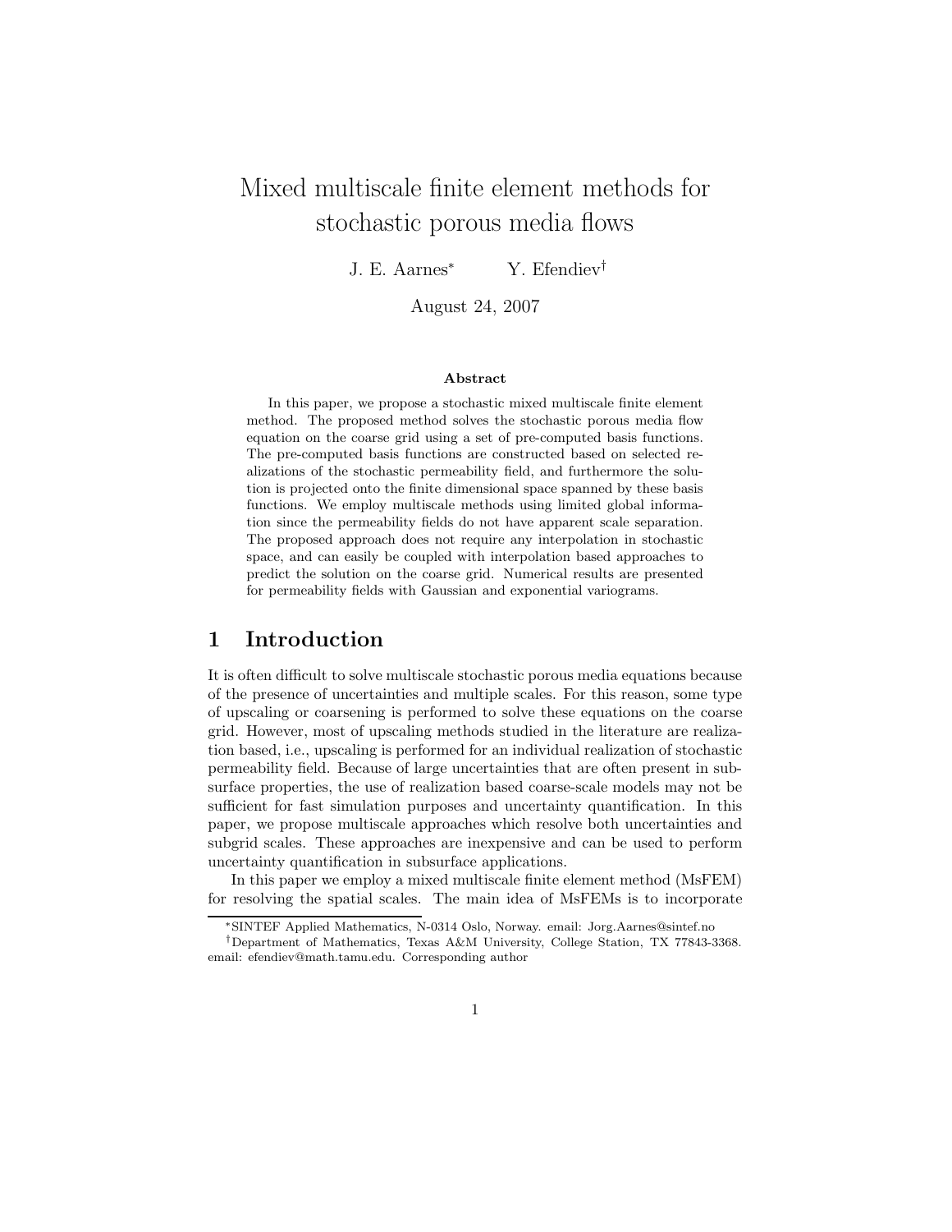# Mixed multiscale finite element methods for stochastic porous media flows

J. E. Aarnes[*] Y. Efendiev[†]

August 24, 2007

**Abstract**

In this paper, we propose a stochastic mixed multiscale finite element method. The proposed method solves the stochastic porous media flow equation on the coarse grid using a set of pre-computed basis functions. The pre-computed basis functions are constructed based on selected realizations of the stochastic permeability field, and furthermore the solution is projected onto the finite dimensional space spanned by these basis functions. We employ multiscale methods using limited global information since the permeability fields do not have apparent scale separation. The proposed approach does not require any interpolation in stochastic space, and can easily be coupled with interpolation based approaches to predict the solution on the coarse grid. Numerical results are presented for permeability fields with Gaussian and exponential variograms.

## 1 Introduction

It is often difficult to solve multiscale stochastic porous media equations because of the presence of uncertainties and multiple scales. For this reason, some type of upscaling or coarsening is performed to solve these equations on the coarse grid. However, most of upscaling methods studied in the literature are realization based, i.e., upscaling is performed for an individual realization of stochastic permeability field. Because of large uncertainties that are often present in subsurface properties, the use of realization based coarse-scale models may not be sufficient for fast simulation purposes and uncertainty quantification. In this paper, we propose multiscale approaches which resolve both uncertainties and subgrid scales. These approaches are inexpensive and can be used to perform uncertainty quantification in subsurface applications.

In this paper we employ a mixed multiscale finite element method (MsFEM) for resolving the spatial scales. The main idea of MsFEMs is to incorporate

[*] SINTEF Applied Mathematics, N-0314 Oslo, Norway. email: Jorg.Aarnes@sintef.no

[†] Department of Mathematics, Texas A&M University, College Station, TX 77843-3368. email: efendiev@math.tamu.edu. Corresponding author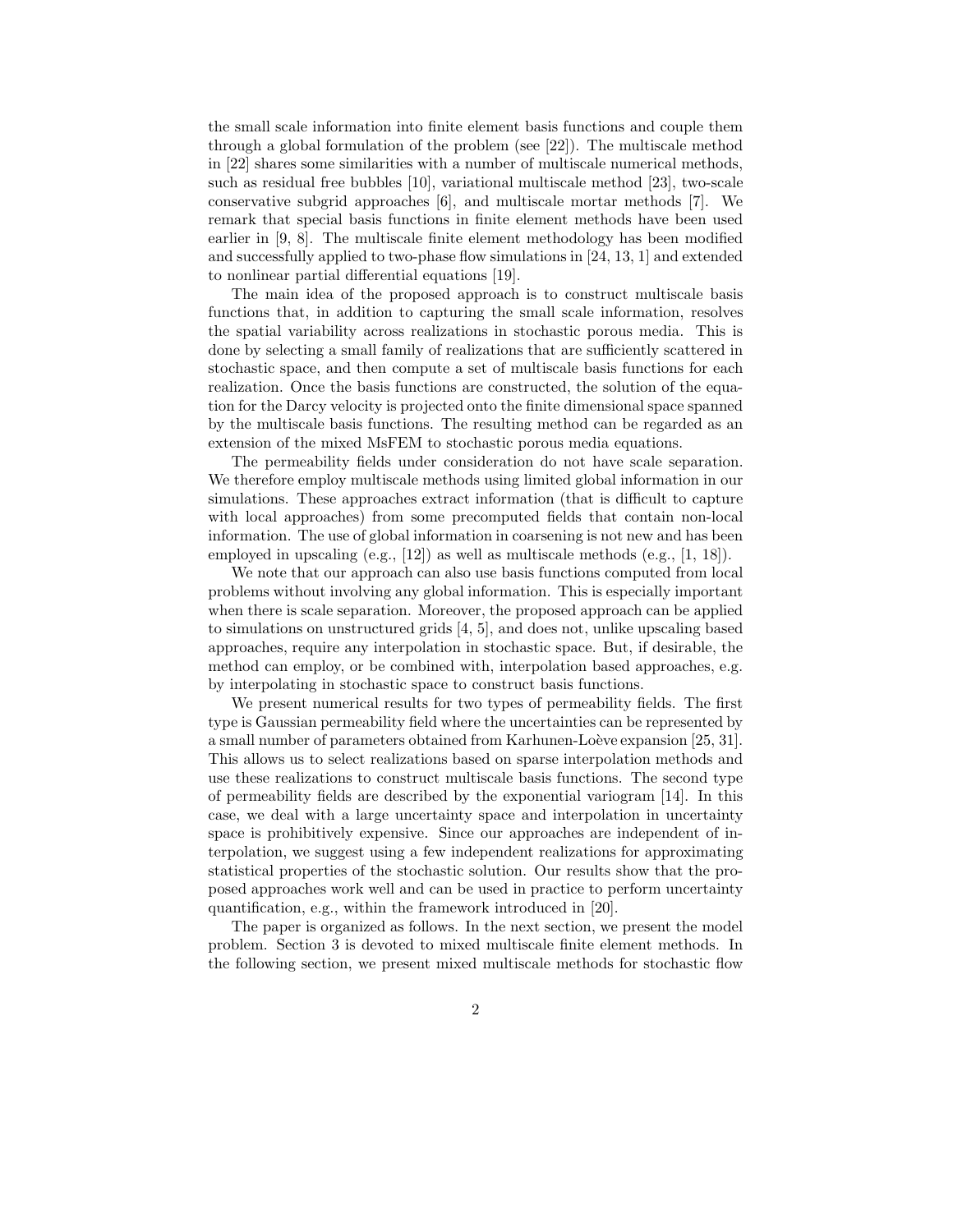the small scale information into finite element basis functions and couple them through a global formulation of the problem (see [22]). The multiscale method in [22] shares some similarities with a number of multiscale numerical methods, such as residual free bubbles [10], variational multiscale method [23], two-scale conservative subgrid approaches [6], and multiscale mortar methods [7]. We remark that special basis functions in finite element methods have been used earlier in [9, 8]. The multiscale finite element methodology has been modified and successfully applied to two-phase flow simulations in [24, 13, 1] and extended to nonlinear partial differential equations [19].

The main idea of the proposed approach is to construct multiscale basis functions that, in addition to capturing the small scale information, resolves the spatial variability across realizations in stochastic porous media. This is done by selecting a small family of realizations that are sufficiently scattered in stochastic space, and then compute a set of multiscale basis functions for each realization. Once the basis functions are constructed, the solution of the equation for the Darcy velocity is projected onto the finite dimensional space spanned by the multiscale basis functions. The resulting method can be regarded as an extension of the mixed MsFEM to stochastic porous media equations.

The permeability fields under consideration do not have scale separation. We therefore employ multiscale methods using limited global information in our simulations. These approaches extract information (that is difficult to capture with local approaches) from some precomputed fields that contain non-local information. The use of global information in coarsening is not new and has been employed in upscaling (e.g., [12]) as well as multiscale methods (e.g., [1, 18]).

We note that our approach can also use basis functions computed from local problems without involving any global information. This is especially important when there is scale separation. Moreover, the proposed approach can be applied to simulations on unstructured grids [4, 5], and does not, unlike upscaling based approaches, require any interpolation in stochastic space. But, if desirable, the method can employ, or be combined with, interpolation based approaches, e.g. by interpolating in stochastic space to construct basis functions.

We present numerical results for two types of permeability fields. The first type is Gaussian permeability field where the uncertainties can be represented by a small number of parameters obtained from Karhunen-Loève expansion [25, 31]. This allows us to select realizations based on sparse interpolation methods and use these realizations to construct multiscale basis functions. The second type of permeability fields are described by the exponential variogram [14]. In this case, we deal with a large uncertainty space and interpolation in uncertainty space is prohibitively expensive. Since our approaches are independent of interpolation, we suggest using a few independent realizations for approximating statistical properties of the stochastic solution. Our results show that the proposed approaches work well and can be used in practice to perform uncertainty quantification, e.g., within the framework introduced in [20].

The paper is organized as follows. In the next section, we present the model problem. Section 3 is devoted to mixed multiscale finite element methods. In the following section, we present mixed multiscale methods for stochastic flow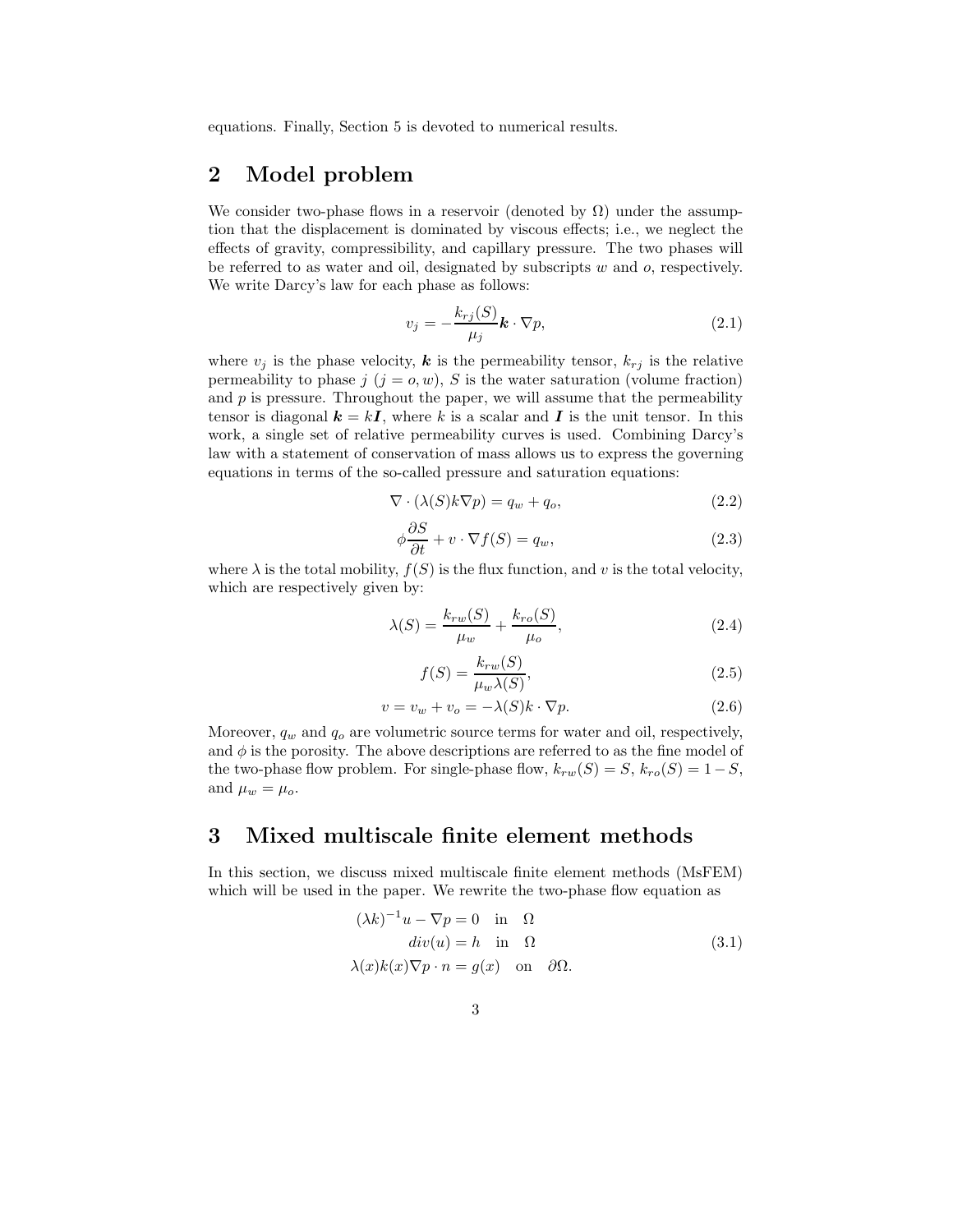equations. Finally, Section 5 is devoted to numerical results.

## 2 Model problem

We consider two-phase flows in a reservoir (denoted by $\Omega$) under the assumption that the displacement is dominated by viscous effects; i.e., we neglect the effects of gravity, compressibility, and capillary pressure. The two phases will be referred to as water and oil, designated by subscripts $w$ and $o$, respectively. We write Darcy's law for each phase as follows:

$$v_j = -\frac{k_{rj}(S)}{\mu_j} \boldsymbol{k} \cdot \nabla p, \tag{2.1}$$

where $v_j$ is the phase velocity, $\boldsymbol{k}$ is the permeability tensor, $k_{rj}$ is the relative permeability to phase $j$ ($j = o, w$), $S$ is the water saturation (volume fraction) and $p$ is pressure. Throughout the paper, we will assume that the permeability tensor is diagonal $\boldsymbol{k} = k\boldsymbol{I}$, where $k$ is a scalar and $\boldsymbol{I}$ is the unit tensor. In this work, a single set of relative permeability curves is used. Combining Darcy's law with a statement of conservation of mass allows us to express the governing equations in terms of the so-called pressure and saturation equations:

$$\nabla \cdot (\lambda(S) k \nabla p) = q_w + q_o, \tag{2.2}$$

$$\phi \frac{\partial S}{\partial t} + v \cdot \nabla f(S) = q_w, \tag{2.3}$$

where $\lambda$ is the total mobility, $f(S)$ is the flux function, and $v$ is the total velocity, which are respectively given by:

$$\lambda(S) = \frac{k_{rw}(S)}{\mu_w} + \frac{k_{ro}(S)}{\mu_o}, \tag{2.4}$$

$$f(S) = \frac{k_{rw}(S)}{\mu_w \lambda(S)}, \tag{2.5}$$

$$v = v_w + v_o = -\lambda(S) k \cdot \nabla p. \tag{2.6}$$

Moreover, $q_w$ and $q_o$ are volumetric source terms for water and oil, respectively, and $\phi$ is the porosity. The above descriptions are referred to as the fine model of the two-phase flow problem. For single-phase flow, $k_{rw}(S) = S$, $k_{ro}(S) = 1 - S$, and $\mu_w = \mu_o$.

## 3 Mixed multiscale finite element methods

In this section, we discuss mixed multiscale finite element methods (MsFEM) which will be used in the paper. We rewrite the two-phase flow equation as

$$\begin{aligned} (\lambda k)^{-1} u - \nabla p = 0 \quad &\text{in} \quad \Omega \\ div(u) = h \quad &\text{in} \quad \Omega \\ \lambda(x) k(x) \nabla p \cdot n = g(x) \quad &\text{on} \quad \partial\Omega. \end{aligned} \tag{3.1}$$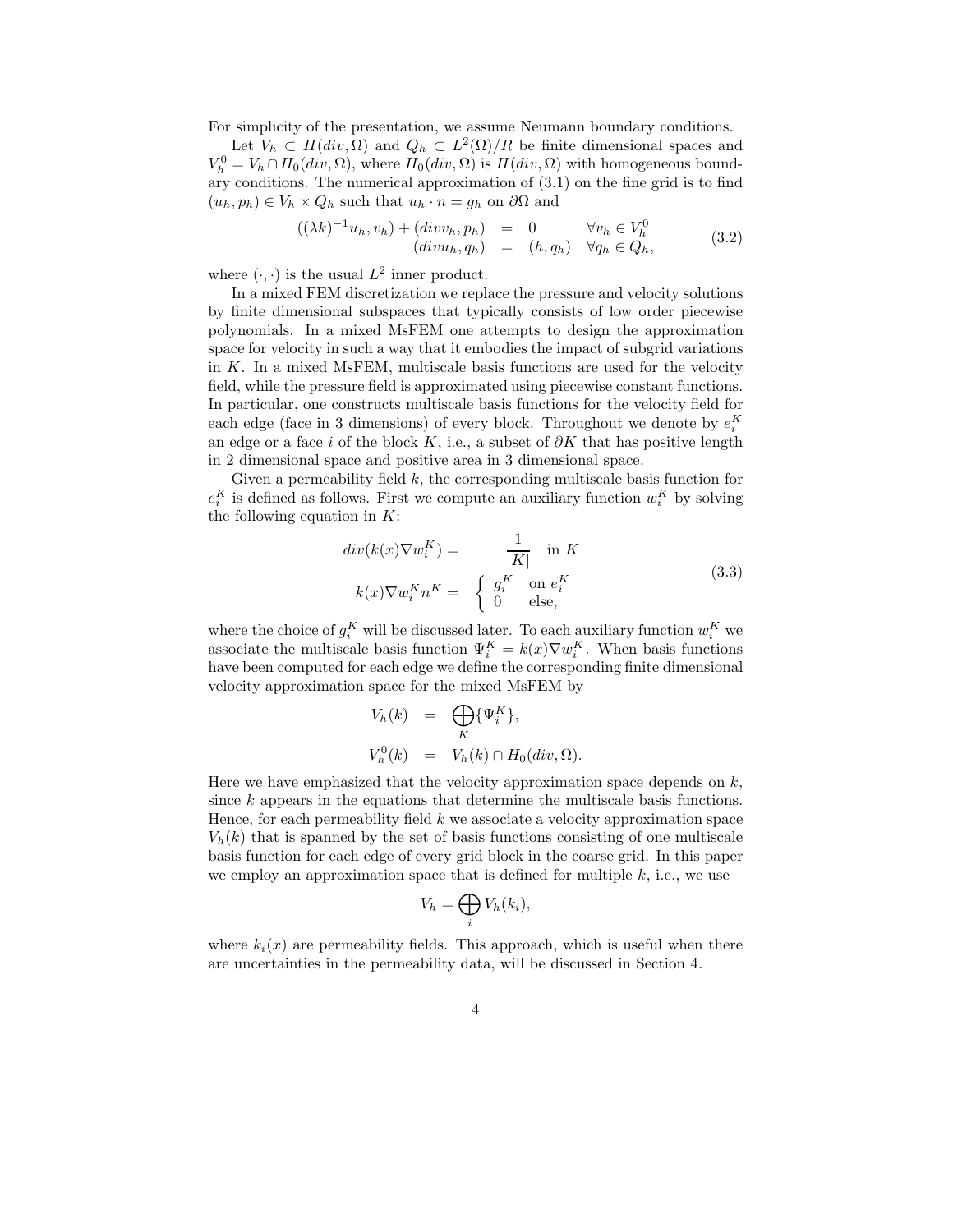For simplicity of the presentation, we assume Neumann boundary conditions.

Let $V_h \subset H(div, \Omega)$ and $Q_h \subset L^2(\Omega)/R$ be finite dimensional spaces and $V_h^0 = V_h \cap H_0(div, \Omega)$, where $H_0(div, \Omega)$ is $H(div, \Omega)$ with homogeneous boundary conditions. The numerical approximation of (3.1) on the fine grid is to find $(u_h, p_h) \in V_h \times Q_h$ such that $u_h \cdot n = g_h$ on $\partial\Omega$ and

$$
\begin{aligned}
((\lambda k)^{-1} u_h, v_h) + (div v_h, p_h) &= 0 \qquad \forall v_h \in V_h^0 \\
(div u_h, q_h) &= (h, q_h) \quad \forall q_h \in Q_h,
\end{aligned}
\tag{3.2}
$$

where $(\cdot,\cdot)$ is the usual $L^2$ inner product.

In a mixed FEM discretization we replace the pressure and velocity solutions by finite dimensional subspaces that typically consists of low order piecewise polynomials. In a mixed MsFEM one attempts to design the approximation space for velocity in such a way that it embodies the impact of subgrid variations in $K$. In a mixed MsFEM, multiscale basis functions are used for the velocity field, while the pressure field is approximated using piecewise constant functions. In particular, one constructs multiscale basis functions for the velocity field for each edge (face in 3 dimensions) of every block. Throughout we denote by $e_i^K$ an edge or a face $i$ of the block $K$, i.e., a subset of $\partial K$ that has positive length in 2 dimensional space and positive area in 3 dimensional space.

Given a permeability field $k$, the corresponding multiscale basis function for $e_i^K$ is defined as follows. First we compute an auxiliary function $w_i^K$ by solving the following equation in $K$:

$$
\begin{aligned}
div(k(x)\nabla w_i^K) &= \frac{1}{|K|} \quad \text{in } K \\
k(x)\nabla w_i^K n^K &= \begin{cases} g_i^K & \text{on } e_i^K \\ 0 & \text{else,} \end{cases}
\end{aligned}
\tag{3.3}
$$

where the choice of $g_i^K$ will be discussed later. To each auxiliary function $w_i^K$ we associate the multiscale basis function $\Psi_i^K = k(x)\nabla w_i^K$. When basis functions have been computed for each edge we define the corresponding finite dimensional velocity approximation space for the mixed MsFEM by

$$
\begin{aligned}
V_h(k) &= \bigoplus_K \{\Psi_i^K\}, \\
V_h^0(k) &= V_h(k) \cap H_0(div, \Omega).
\end{aligned}
$$

Here we have emphasized that the velocity approximation space depends on $k$, since $k$ appears in the equations that determine the multiscale basis functions. Hence, for each permeability field $k$ we associate a velocity approximation space $V_h(k)$ that is spanned by the set of basis functions consisting of one multiscale basis function for each edge of every grid block in the coarse grid. In this paper we employ an approximation space that is defined for multiple $k$, i.e., we use

$$
V_h = \bigoplus_i V_h(k_i),
$$

where $k_i(x)$ are permeability fields. This approach, which is useful when there are uncertainties in the permeability data, will be discussed in Section 4.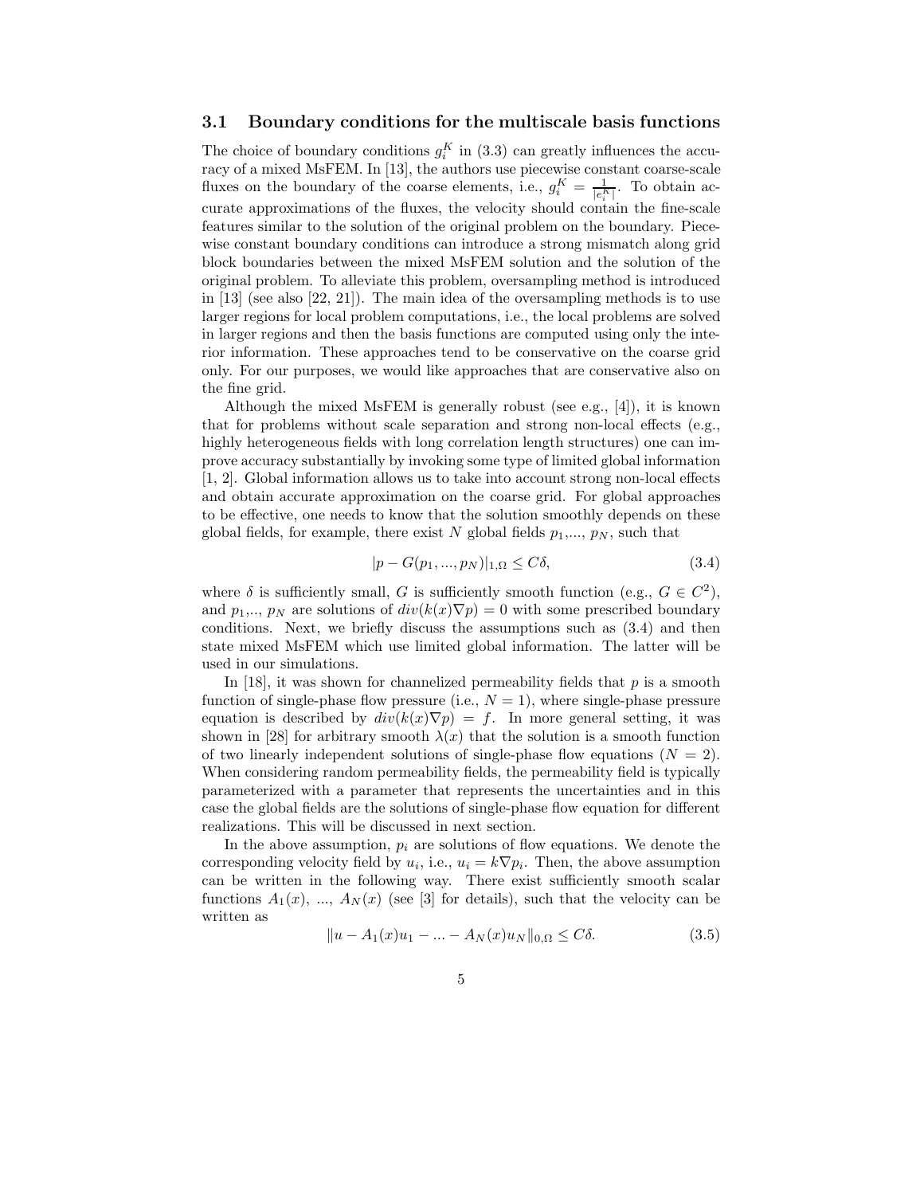### 3.1 Boundary conditions for the multiscale basis functions

The choice of boundary conditions $g_i^K$ in (3.3) can greatly influences the accuracy of a mixed MsFEM. In [13], the authors use piecewise constant coarse-scale fluxes on the boundary of the coarse elements, i.e., $g_i^K = \frac{1}{|e_i^K|}$. To obtain accurate approximations of the fluxes, the velocity should contain the fine-scale features similar to the solution of the original problem on the boundary. Piecewise constant boundary conditions can introduce a strong mismatch along grid block boundaries between the mixed MsFEM solution and the solution of the original problem. To alleviate this problem, oversampling method is introduced in [13] (see also [22, 21]). The main idea of the oversampling methods is to use larger regions for local problem computations, i.e., the local problems are solved in larger regions and then the basis functions are computed using only the interior information. These approaches tend to be conservative on the coarse grid only. For our purposes, we would like approaches that are conservative also on the fine grid.

Although the mixed MsFEM is generally robust (see e.g., [4]), it is known that for problems without scale separation and strong non-local effects (e.g., highly heterogeneous fields with long correlation length structures) one can improve accuracy substantially by invoking some type of limited global information [1, 2]. Global information allows us to take into account strong non-local effects and obtain accurate approximation on the coarse grid. For global approaches to be effective, one needs to know that the solution smoothly depends on these global fields, for example, there exist $N$ global fields $p_1$,..., $p_N$, such that

$$|p - G(p_1, ..., p_N)|_{1,\Omega} \leq C\delta, \tag{3.4}$$

where $\delta$ is sufficiently small, $G$ is sufficiently smooth function (e.g., $G \in C^2$), and $p_1$,.., $p_N$ are solutions of $div(k(x)\nabla p) = 0$ with some prescribed boundary conditions. Next, we briefly discuss the assumptions such as (3.4) and then state mixed MsFEM which use limited global information. The latter will be used in our simulations.

In [18], it was shown for channelized permeability fields that $p$ is a smooth function of single-phase flow pressure (i.e., $N = 1$), where single-phase pressure equation is described by $div(k(x)\nabla p) = f$. In more general setting, it was shown in [28] for arbitrary smooth $\lambda(x)$ that the solution is a smooth function of two linearly independent solutions of single-phase flow equations ($N = 2$). When considering random permeability fields, the permeability field is typically parameterized with a parameter that represents the uncertainties and in this case the global fields are the solutions of single-phase flow equation for different realizations. This will be discussed in next section.

In the above assumption, $p_i$ are solutions of flow equations. We denote the corresponding velocity field by $u_i$, i.e., $u_i = k\nabla p_i$. Then, the above assumption can be written in the following way. There exist sufficiently smooth scalar functions $A_1(x)$, ..., $A_N(x)$ (see [3] for details), such that the velocity can be written as

$$\|u - A_1(x)u_1 - ... - A_N(x)u_N\|_{0,\Omega} \leq C\delta. \tag{3.5}$$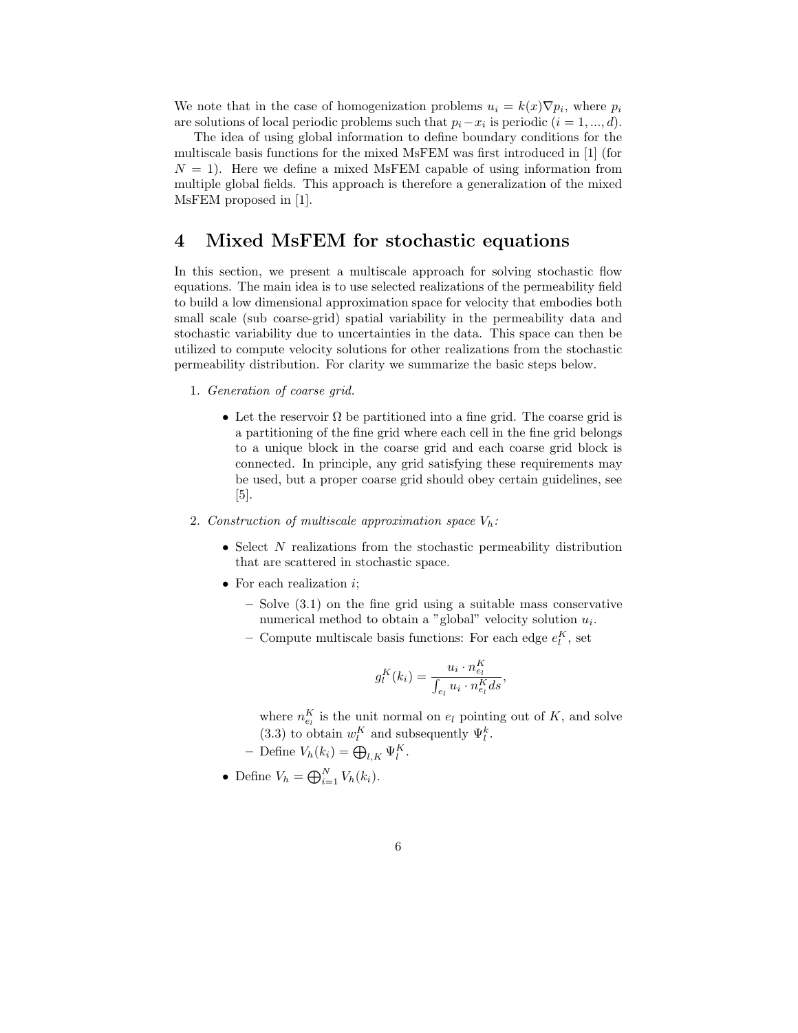We note that in the case of homogenization problems $u_i = k(x)\nabla p_i$, where $p_i$ are solutions of local periodic problems such that $p_i - x_i$ is periodic ($i = 1, ..., d$).

The idea of using global information to define boundary conditions for the multiscale basis functions for the mixed MsFEM was first introduced in [1] (for $N = 1$). Here we define a mixed MsFEM capable of using information from multiple global fields. This approach is therefore a generalization of the mixed MsFEM proposed in [1].

# 4 Mixed MsFEM for stochastic equations

In this section, we present a multiscale approach for solving stochastic flow equations. The main idea is to use selected realizations of the permeability field to build a low dimensional approximation space for velocity that embodies both small scale (sub coarse-grid) spatial variability in the permeability data and stochastic variability due to uncertainties in the data. This space can then be utilized to compute velocity solutions for other realizations from the stochastic permeability distribution. For clarity we summarize the basic steps below.

1. *Generation of coarse grid.*
   - Let the reservoir $\Omega$ be partitioned into a fine grid. The coarse grid is a partitioning of the fine grid where each cell in the fine grid belongs to a unique block in the coarse grid and each coarse grid block is connected. In principle, any grid satisfying these requirements may be used, but a proper coarse grid should obey certain guidelines, see [5].

2. *Construction of multiscale approximation space $V_h$:*
   - Select $N$ realizations from the stochastic permeability distribution that are scattered in stochastic space.
   - For each realization $i$;
     - Solve (3.1) on the fine grid using a suitable mass conservative numerical method to obtain a "global" velocity solution $u_i$.
     - Compute multiscale basis functions: For each edge $e_l^K$, set

       $$g_l^K(k_i) = \frac{u_i \cdot n_{e_l}^K}{\int_{e_l} u_i \cdot n_{e_l}^K ds},$$

       where $n_{e_l}^K$ is the unit normal on $e_l$ pointing out of $K$, and solve (3.3) to obtain $w_l^K$ and subsequently $\Psi_l^k$.
     - Define $V_h(k_i) = \bigoplus_{l,K} \Psi_l^K$.
   - Define $V_h = \bigoplus_{i=1}^N V_h(k_i)$.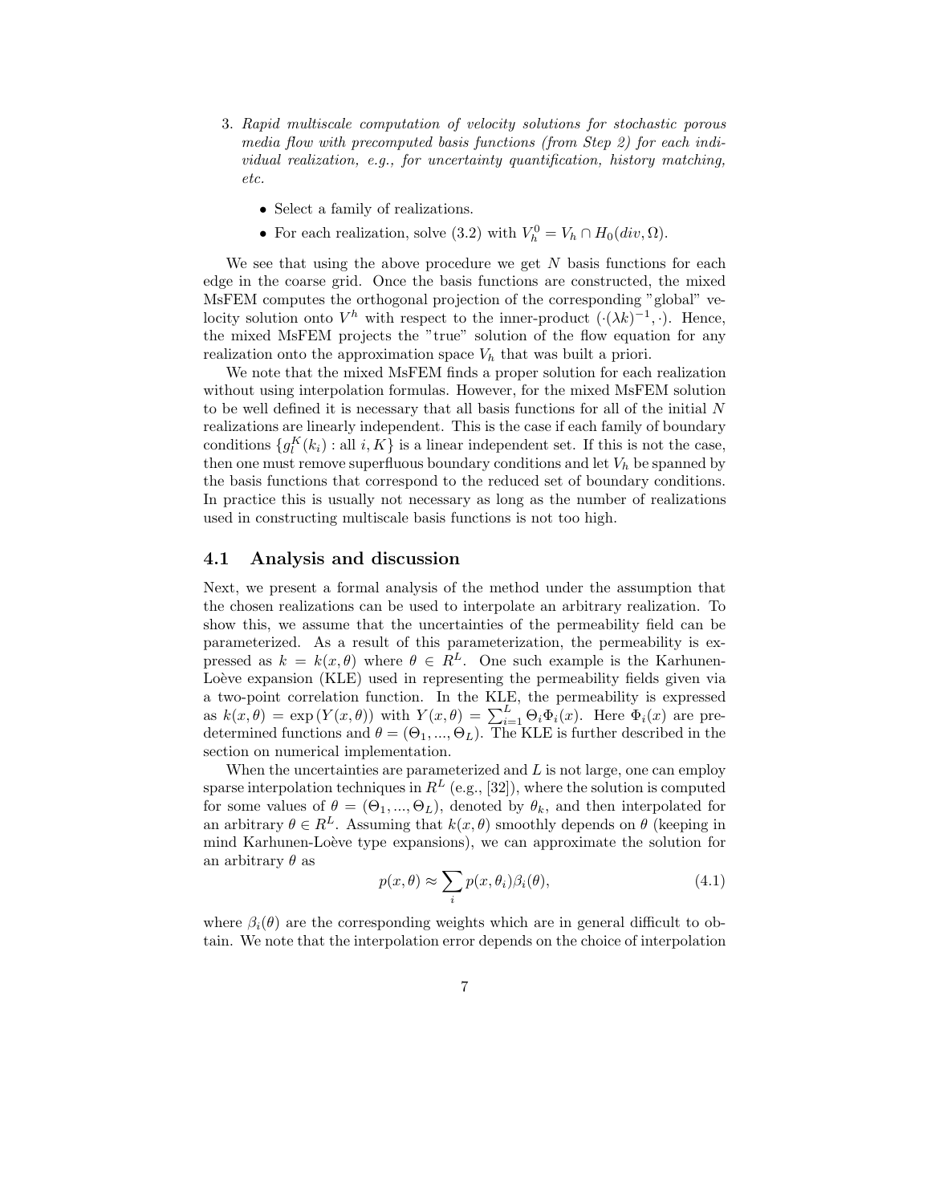3. *Rapid multiscale computation of velocity solutions for stochastic porous media flow with precomputed basis functions (from Step 2) for each individual realization, e.g., for uncertainty quantification, history matching, etc.*

   - Select a family of realizations.
   - For each realization, solve (3.2) with $V_h^0 = V_h \cap H_0(div, \Omega)$.

We see that using the above procedure we get $N$ basis functions for each edge in the coarse grid. Once the basis functions are constructed, the mixed MsFEM computes the orthogonal projection of the corresponding "global" velocity solution onto $V^h$ with respect to the inner-product $(\cdot(\lambda k)^{-1}, \cdot)$. Hence, the mixed MsFEM projects the "true" solution of the flow equation for any realization onto the approximation space $V_h$ that was built a priori.

We note that the mixed MsFEM finds a proper solution for each realization without using interpolation formulas. However, for the mixed MsFEM solution to be well defined it is necessary that all basis functions for all of the initial $N$ realizations are linearly independent. This is the case if each family of boundary conditions $\{g_l^K(k_i) : \text{all } i, K\}$ is a linear independent set. If this is not the case, then one must remove superfluous boundary conditions and let $V_h$ be spanned by the basis functions that correspond to the reduced set of boundary conditions. In practice this is usually not necessary as long as the number of realizations used in constructing multiscale basis functions is not too high.

## 4.1 Analysis and discussion

Next, we present a formal analysis of the method under the assumption that the chosen realizations can be used to interpolate an arbitrary realization. To show this, we assume that the uncertainties of the permeability field can be parameterized. As a result of this parameterization, the permeability is expressed as $k = k(x, \theta)$ where $\theta \in R^L$. One such example is the Karhunen-Loève expansion (KLE) used in representing the permeability fields given via a two-point correlation function. In the KLE, the permeability is expressed as $k(x, \theta) = \exp(Y(x, \theta))$ with $Y(x, \theta) = \sum_{i=1}^{L} \Theta_i \Phi_i(x)$. Here $\Phi_i(x)$ are predetermined functions and $\theta = (\Theta_1, ..., \Theta_L)$. The KLE is further described in the section on numerical implementation.

When the uncertainties are parameterized and $L$ is not large, one can employ sparse interpolation techniques in $R^L$ (e.g., [32]), where the solution is computed for some values of $\theta = (\Theta_1, ..., \Theta_L)$, denoted by $\theta_k$, and then interpolated for an arbitrary $\theta \in R^L$. Assuming that $k(x, \theta)$ smoothly depends on $\theta$ (keeping in mind Karhunen-Loève type expansions), we can approximate the solution for an arbitrary $\theta$ as

$$p(x, \theta) \approx \sum_i p(x, \theta_i) \beta_i(\theta), \tag{4.1}$$

where $\beta_i(\theta)$ are the corresponding weights which are in general difficult to obtain. We note that the interpolation error depends on the choice of interpolation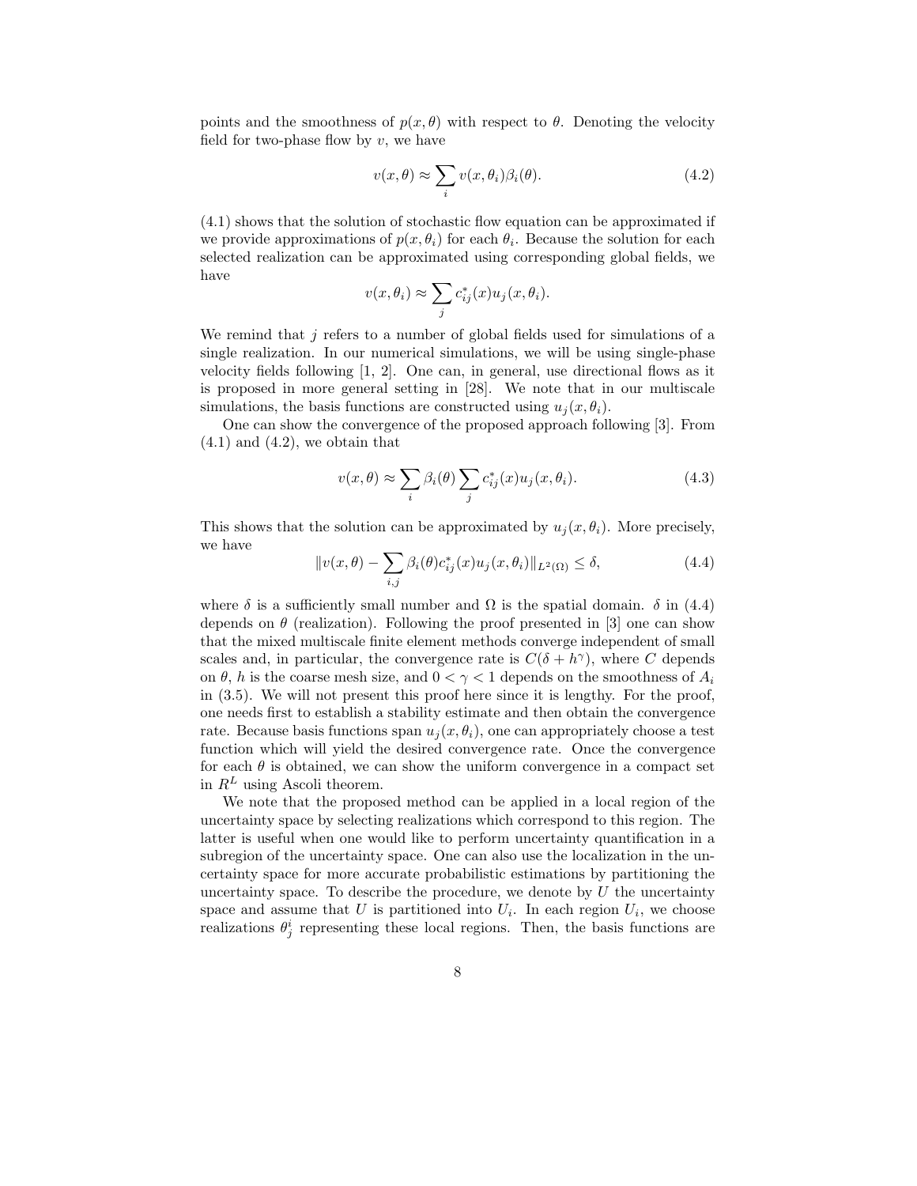points and the smoothness of $p(x, \theta)$ with respect to $\theta$. Denoting the velocity field for two-phase flow by $v$, we have

$$v(x, \theta) \approx \sum_i v(x, \theta_i)\beta_i(\theta). \tag{4.2}$$

(4.1) shows that the solution of stochastic flow equation can be approximated if we provide approximations of $p(x, \theta_i)$ for each $\theta_i$. Because the solution for each selected realization can be approximated using corresponding global fields, we have

$$v(x, \theta_i) \approx \sum_j c^*_{ij}(x) u_j(x, \theta_i).$$

We remind that $j$ refers to a number of global fields used for simulations of a single realization. In our numerical simulations, we will be using single-phase velocity fields following [1, 2]. One can, in general, use directional flows as it is proposed in more general setting in [28]. We note that in our multiscale simulations, the basis functions are constructed using $u_j(x, \theta_i)$.

One can show the convergence of the proposed approach following [3]. From (4.1) and (4.2), we obtain that

$$v(x, \theta) \approx \sum_i \beta_i(\theta) \sum_j c^*_{ij}(x) u_j(x, \theta_i). \tag{4.3}$$

This shows that the solution can be approximated by $u_j(x, \theta_i)$. More precisely, we have

$$\|v(x, \theta) - \sum_{i,j} \beta_i(\theta) c^*_{ij}(x) u_j(x, \theta_i)\|_{L^2(\Omega)} \leq \delta, \tag{4.4}$$

where $\delta$ is a sufficiently small number and $\Omega$ is the spatial domain. $\delta$ in (4.4) depends on $\theta$ (realization). Following the proof presented in [3] one can show that the mixed multiscale finite element methods converge independent of small scales and, in particular, the convergence rate is $C(\delta + h^\gamma)$, where $C$ depends on $\theta$, $h$ is the coarse mesh size, and $0 < \gamma < 1$ depends on the smoothness of $A_i$ in (3.5). We will not present this proof here since it is lengthy. For the proof, one needs first to establish a stability estimate and then obtain the convergence rate. Because basis functions span $u_j(x, \theta_i)$, one can appropriately choose a test function which will yield the desired convergence rate. Once the convergence for each $\theta$ is obtained, we can show the uniform convergence in a compact set in $R^L$ using Ascoli theorem.

We note that the proposed method can be applied in a local region of the uncertainty space by selecting realizations which correspond to this region. The latter is useful when one would like to perform uncertainty quantification in a subregion of the uncertainty space. One can also use the localization in the uncertainty space for more accurate probabilistic estimations by partitioning the uncertainty space. To describe the procedure, we denote by $U$ the uncertainty space and assume that $U$ is partitioned into $U_i$. In each region $U_i$, we choose realizations $\theta^i_j$ representing these local regions. Then, the basis functions are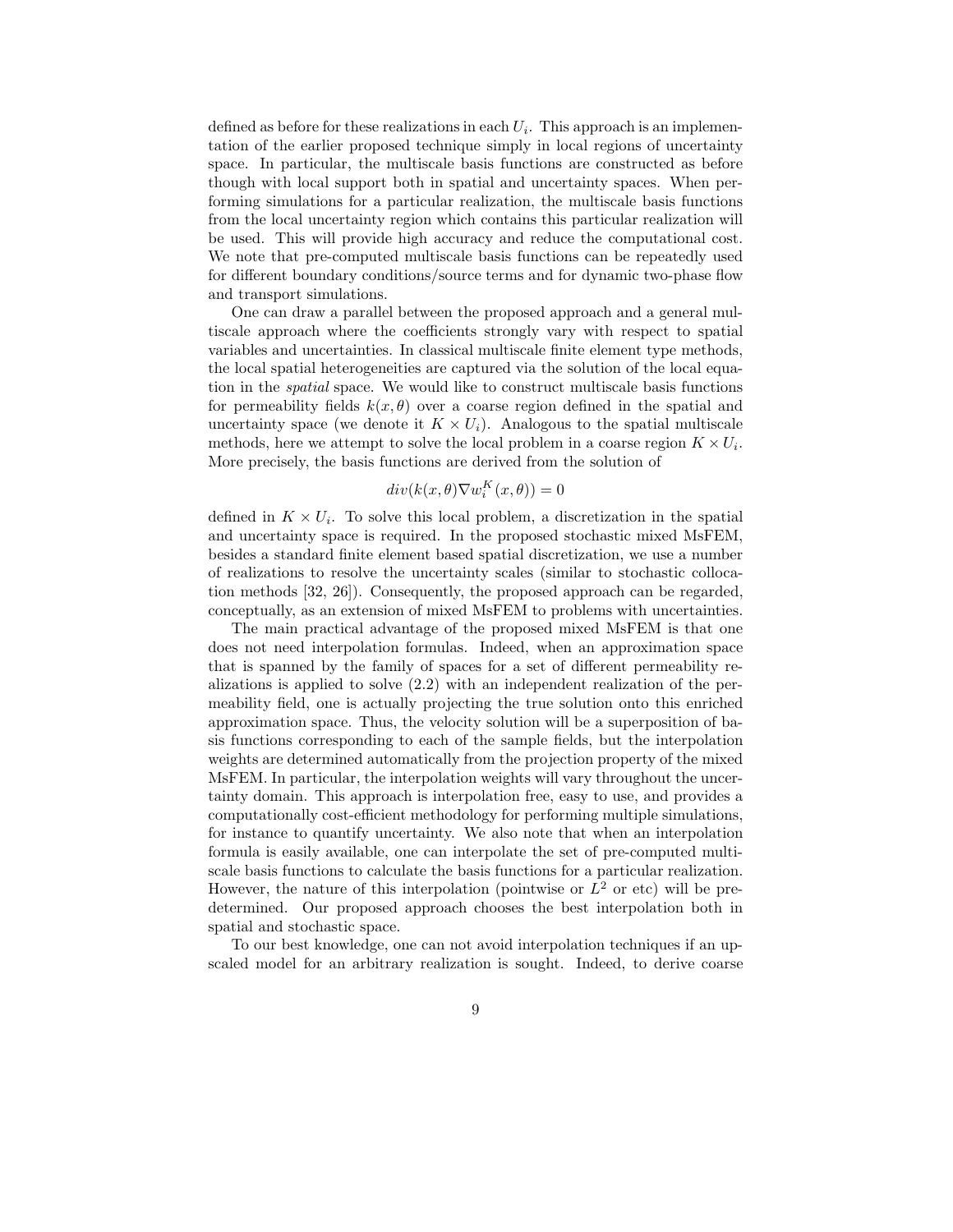defined as before for these realizations in each $U_i$. This approach is an implementation of the earlier proposed technique simply in local regions of uncertainty space. In particular, the multiscale basis functions are constructed as before though with local support both in spatial and uncertainty spaces. When performing simulations for a particular realization, the multiscale basis functions from the local uncertainty region which contains this particular realization will be used. This will provide high accuracy and reduce the computational cost. We note that pre-computed multiscale basis functions can be repeatedly used for different boundary conditions/source terms and for dynamic two-phase flow and transport simulations.

One can draw a parallel between the proposed approach and a general multiscale approach where the coefficients strongly vary with respect to spatial variables and uncertainties. In classical multiscale finite element type methods, the local spatial heterogeneities are captured via the solution of the local equation in the *spatial* space. We would like to construct multiscale basis functions for permeability fields $k(x,\theta)$ over a coarse region defined in the spatial and uncertainty space (we denote it $K \times U_i$). Analogous to the spatial multiscale methods, here we attempt to solve the local problem in a coarse region $K \times U_i$. More precisely, the basis functions are derived from the solution of

$$div(k(x,\theta)\nabla w_i^K(x,\theta)) = 0$$

defined in $K \times U_i$. To solve this local problem, a discretization in the spatial and uncertainty space is required. In the proposed stochastic mixed MsFEM, besides a standard finite element based spatial discretization, we use a number of realizations to resolve the uncertainty scales (similar to stochastic collocation methods [32, 26]). Consequently, the proposed approach can be regarded, conceptually, as an extension of mixed MsFEM to problems with uncertainties.

The main practical advantage of the proposed mixed MsFEM is that one does not need interpolation formulas. Indeed, when an approximation space that is spanned by the family of spaces for a set of different permeability realizations is applied to solve (2.2) with an independent realization of the permeability field, one is actually projecting the true solution onto this enriched approximation space. Thus, the velocity solution will be a superposition of basis functions corresponding to each of the sample fields, but the interpolation weights are determined automatically from the projection property of the mixed MsFEM. In particular, the interpolation weights will vary throughout the uncertainty domain. This approach is interpolation free, easy to use, and provides a computationally cost-efficient methodology for performing multiple simulations, for instance to quantify uncertainty. We also note that when an interpolation formula is easily available, one can interpolate the set of pre-computed multiscale basis functions to calculate the basis functions for a particular realization. However, the nature of this interpolation (pointwise or $L^2$ or etc) will be predetermined. Our proposed approach chooses the best interpolation both in spatial and stochastic space.

To our best knowledge, one can not avoid interpolation techniques if an upscaled model for an arbitrary realization is sought. Indeed, to derive coarse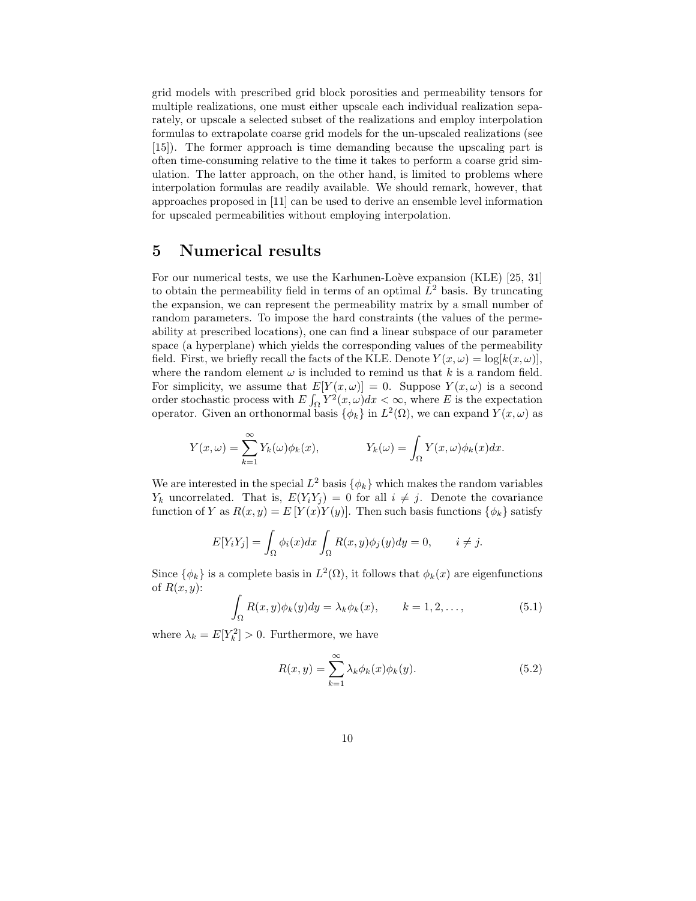grid models with prescribed grid block porosities and permeability tensors for multiple realizations, one must either upscale each individual realization separately, or upscale a selected subset of the realizations and employ interpolation formulas to extrapolate coarse grid models for the un-upscaled realizations (see [15]). The former approach is time demanding because the upscaling part is often time-consuming relative to the time it takes to perform a coarse grid simulation. The latter approach, on the other hand, is limited to problems where interpolation formulas are readily available. We should remark, however, that approaches proposed in [11] can be used to derive an ensemble level information for upscaled permeabilities without employing interpolation.

# 5 Numerical results

For our numerical tests, we use the Karhunen-Loève expansion (KLE) [25, 31] to obtain the permeability field in terms of an optimal $L^2$ basis. By truncating the expansion, we can represent the permeability matrix by a small number of random parameters. To impose the hard constraints (the values of the permeability at prescribed locations), one can find a linear subspace of our parameter space (a hyperplane) which yields the corresponding values of the permeability field. First, we briefly recall the facts of the KLE. Denote $Y(x,\omega) = \log[k(x,\omega)]$, where the random element $\omega$ is included to remind us that $k$ is a random field. For simplicity, we assume that $E[Y(x,\omega)] = 0$. Suppose $Y(x,\omega)$ is a second order stochastic process with $E\int_\Omega Y^2(x,\omega)dx < \infty$, where $E$ is the expectation operator. Given an orthonormal basis $\{\phi_k\}$ in $L^2(\Omega)$, we can expand $Y(x,\omega)$ as

$$Y(x,\omega) = \sum_{k=1}^{\infty} Y_k(\omega)\phi_k(x), \qquad\qquad Y_k(\omega) = \int_\Omega Y(x,\omega)\phi_k(x)dx.$$

We are interested in the special $L^2$ basis $\{\phi_k\}$ which makes the random variables $Y_k$ uncorrelated. That is, $E(Y_iY_j) = 0$ for all $i \neq j$. Denote the covariance function of $Y$ as $R(x,y) = E\left[Y(x)Y(y)\right]$. Then such basis functions $\{\phi_k\}$ satisfy

$$E[Y_iY_j] = \int_\Omega \phi_i(x)dx \int_\Omega R(x,y)\phi_j(y)dy = 0, \qquad i \neq j.$$

Since $\{\phi_k\}$ is a complete basis in $L^2(\Omega)$, it follows that $\phi_k(x)$ are eigenfunctions of $R(x,y)$:

$$\int_\Omega R(x,y)\phi_k(y)dy = \lambda_k\phi_k(x), \qquad k = 1,2,\ldots, \tag{5.1}$$

where $\lambda_k = E[Y_k^2] > 0$. Furthermore, we have

$$R(x,y) = \sum_{k=1}^{\infty} \lambda_k\phi_k(x)\phi_k(y). \tag{5.2}$$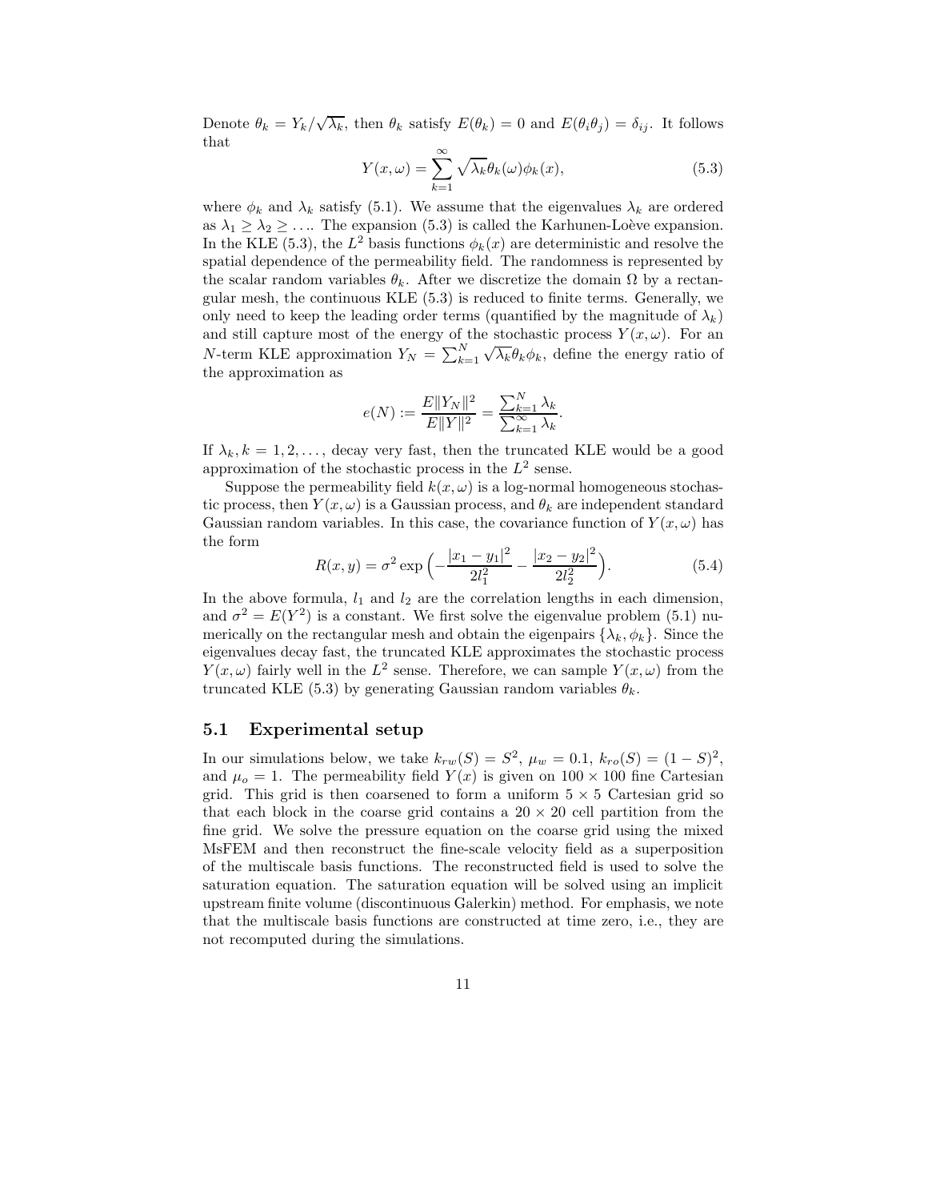Denote $\theta_k = Y_k/\sqrt{\lambda_k}$, then $\theta_k$ satisfy $E(\theta_k) = 0$ and $E(\theta_i \theta_j) = \delta_{ij}$. It follows that

$$Y(x, \omega) = \sum_{k=1}^{\infty} \sqrt{\lambda_k} \theta_k(\omega) \phi_k(x), \tag{5.3}$$

where $\phi_k$ and $\lambda_k$ satisfy (5.1). We assume that the eigenvalues $\lambda_k$ are ordered as $\lambda_1 \geq \lambda_2 \geq \ldots$. The expansion (5.3) is called the Karhunen-Loève expansion. In the KLE (5.3), the $L^2$ basis functions $\phi_k(x)$ are deterministic and resolve the spatial dependence of the permeability field. The randomness is represented by the scalar random variables $\theta_k$. After we discretize the domain $\Omega$ by a rectangular mesh, the continuous KLE (5.3) is reduced to finite terms. Generally, we only need to keep the leading order terms (quantified by the magnitude of $\lambda_k$) and still capture most of the energy of the stochastic process $Y(x, \omega)$. For an $N$-term KLE approximation $Y_N = \sum_{k=1}^{N} \sqrt{\lambda_k} \theta_k \phi_k$, define the energy ratio of the approximation as

$$e(N) := \frac{E\|Y_N\|^2}{E\|Y\|^2} = \frac{\sum_{k=1}^{N} \lambda_k}{\sum_{k=1}^{\infty} \lambda_k}.$$

If $\lambda_k, k = 1, 2, \ldots$, decay very fast, then the truncated KLE would be a good approximation of the stochastic process in the $L^2$ sense.

Suppose the permeability field $k(x, \omega)$ is a log-normal homogeneous stochastic process, then $Y(x, \omega)$ is a Gaussian process, and $\theta_k$ are independent standard Gaussian random variables. In this case, the covariance function of $Y(x, \omega)$ has the form

$$R(x, y) = \sigma^2 \exp\Big(-\frac{|x_1 - y_1|^2}{2l_1^2} - \frac{|x_2 - y_2|^2}{2l_2^2}\Big). \tag{5.4}$$

In the above formula, $l_1$ and $l_2$ are the correlation lengths in each dimension, and $\sigma^2 = E(Y^2)$ is a constant. We first solve the eigenvalue problem (5.1) numerically on the rectangular mesh and obtain the eigenpairs $\{\lambda_k, \phi_k\}$. Since the eigenvalues decay fast, the truncated KLE approximates the stochastic process $Y(x, \omega)$ fairly well in the $L^2$ sense. Therefore, we can sample $Y(x, \omega)$ from the truncated KLE (5.3) by generating Gaussian random variables $\theta_k$.

## 5.1 Experimental setup

In our simulations below, we take $k_{rw}(S) = S^2$, $\mu_w = 0.1$, $k_{ro}(S) = (1 - S)^2$, and $\mu_o = 1$. The permeability field $Y(x)$ is given on $100 \times 100$ fine Cartesian grid. This grid is then coarsened to form a uniform $5 \times 5$ Cartesian grid so that each block in the coarse grid contains a $20 \times 20$ cell partition from the fine grid. We solve the pressure equation on the coarse grid using the mixed MsFEM and then reconstruct the fine-scale velocity field as a superposition of the multiscale basis functions. The reconstructed field is used to solve the saturation equation. The saturation equation will be solved using an implicit upstream finite volume (discontinuous Galerkin) method. For emphasis, we note that the multiscale basis functions are constructed at time zero, i.e., they are not recomputed during the simulations.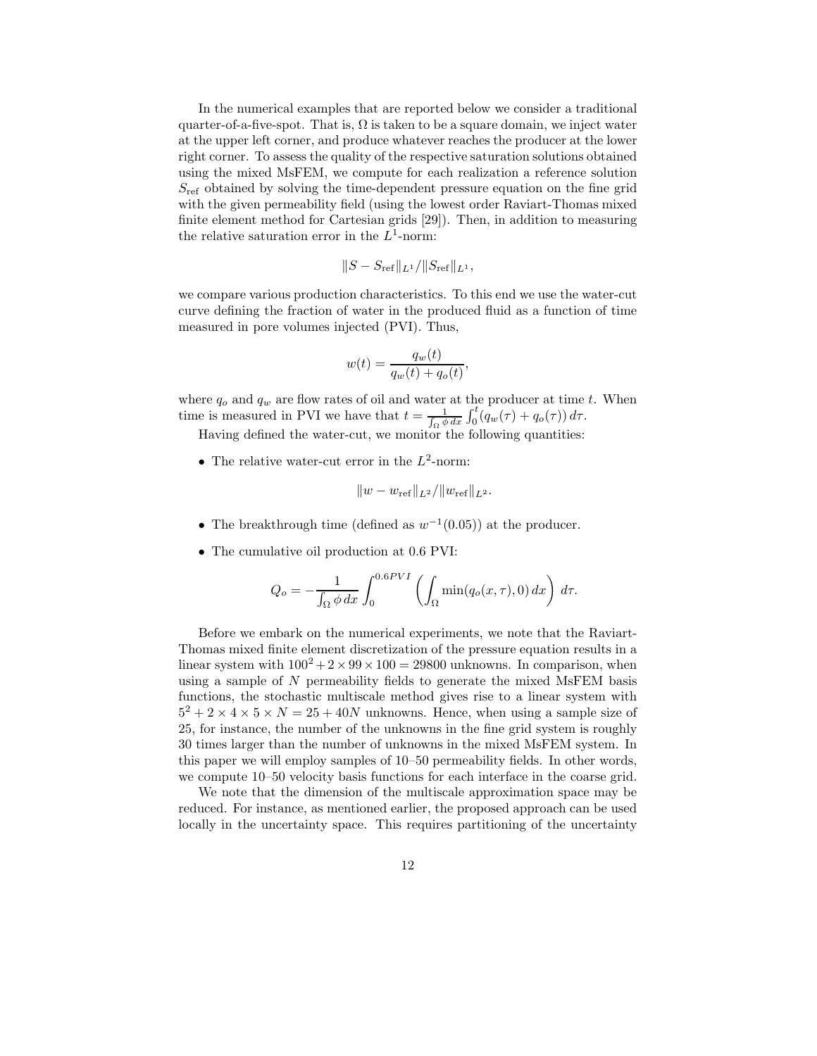In the numerical examples that are reported below we consider a traditional quarter-of-a-five-spot. That is, $\Omega$ is taken to be a square domain, we inject water at the upper left corner, and produce whatever reaches the producer at the lower right corner. To assess the quality of the respective saturation solutions obtained using the mixed MsFEM, we compute for each realization a reference solution $S_{\rm ref}$ obtained by solving the time-dependent pressure equation on the fine grid with the given permeability field (using the lowest order Raviart-Thomas mixed finite element method for Cartesian grids [29]). Then, in addition to measuring the relative saturation error in the $L^1$-norm:

$$\|S - S_{\rm ref}\|_{L^1} / \|S_{\rm ref}\|_{L^1},$$

we compare various production characteristics. To this end we use the water-cut curve defining the fraction of water in the produced fluid as a function of time measured in pore volumes injected (PVI). Thus,

$$w(t) = \frac{q_w(t)}{q_w(t) + q_o(t)},$$

where $q_o$ and $q_w$ are flow rates of oil and water at the producer at time $t$. When time is measured in PVI we have that $t = \frac{1}{\int_\Omega \phi\, dx} \int_0^t (q_w(\tau) + q_o(\tau))\, d\tau$.

Having defined the water-cut, we monitor the following quantities:

- The relative water-cut error in the $L^2$-norm:

$$\|w - w_{\rm ref}\|_{L^2} / \|w_{\rm ref}\|_{L^2}.$$

- The breakthrough time (defined as $w^{-1}(0.05)$) at the producer.
- The cumulative oil production at 0.6 PVI:

$$Q_o = -\frac{1}{\int_\Omega \phi\, dx} \int_0^{0.6PVI} \left( \int_\Omega \min(q_o(x,\tau), 0)\, dx \right) d\tau.$$

Before we embark on the numerical experiments, we note that the Raviart-Thomas mixed finite element discretization of the pressure equation results in a linear system with $100^2 + 2 \times 99 \times 100 = 29800$ unknowns. In comparison, when using a sample of $N$ permeability fields to generate the mixed MsFEM basis functions, the stochastic multiscale method gives rise to a linear system with $5^2 + 2 \times 4 \times 5 \times N = 25 + 40N$ unknowns. Hence, when using a sample size of 25, for instance, the number of the unknowns in the fine grid system is roughly 30 times larger than the number of unknowns in the mixed MsFEM system. In this paper we will employ samples of 10–50 permeability fields. In other words, we compute 10–50 velocity basis functions for each interface in the coarse grid.

We note that the dimension of the multiscale approximation space may be reduced. For instance, as mentioned earlier, the proposed approach can be used locally in the uncertainty space. This requires partitioning of the uncertainty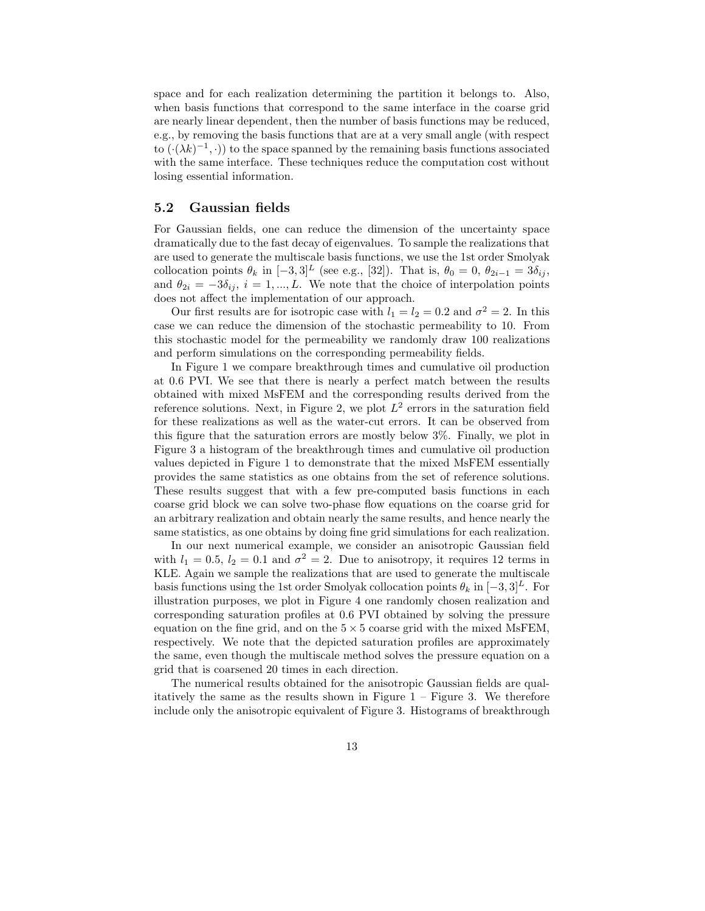space and for each realization determining the partition it belongs to. Also, when basis functions that correspond to the same interface in the coarse grid are nearly linear dependent, then the number of basis functions may be reduced, e.g., by removing the basis functions that are at a very small angle (with respect to $(\cdot(\lambda k)^{-1}, \cdot)$) to the space spanned by the remaining basis functions associated with the same interface. These techniques reduce the computation cost without losing essential information.

## 5.2 Gaussian fields

For Gaussian fields, one can reduce the dimension of the uncertainty space dramatically due to the fast decay of eigenvalues. To sample the realizations that are used to generate the multiscale basis functions, we use the 1st order Smolyak collocation points $\theta_k$ in $[-3,3]^L$ (see e.g., [32]). That is, $\theta_0 = 0$, $\theta_{2i-1} = 3\delta_{ij}$, and $\theta_{2i} = -3\delta_{ij}$, $i = 1, ..., L$. We note that the choice of interpolation points does not affect the implementation of our approach.

Our first results are for isotropic case with $l_1 = l_2 = 0.2$ and $\sigma^2 = 2$. In this case we can reduce the dimension of the stochastic permeability to 10. From this stochastic model for the permeability we randomly draw 100 realizations and perform simulations on the corresponding permeability fields.

In Figure 1 we compare breakthrough times and cumulative oil production at 0.6 PVI. We see that there is nearly a perfect match between the results obtained with mixed MsFEM and the corresponding results derived from the reference solutions. Next, in Figure 2, we plot $L^2$ errors in the saturation field for these realizations as well as the water-cut errors. It can be observed from this figure that the saturation errors are mostly below 3%. Finally, we plot in Figure 3 a histogram of the breakthrough times and cumulative oil production values depicted in Figure 1 to demonstrate that the mixed MsFEM essentially provides the same statistics as one obtains from the set of reference solutions. These results suggest that with a few pre-computed basis functions in each coarse grid block we can solve two-phase flow equations on the coarse grid for an arbitrary realization and obtain nearly the same results, and hence nearly the same statistics, as one obtains by doing fine grid simulations for each realization.

In our next numerical example, we consider an anisotropic Gaussian field with $l_1 = 0.5$, $l_2 = 0.1$ and $\sigma^2 = 2$. Due to anisotropy, it requires 12 terms in KLE. Again we sample the realizations that are used to generate the multiscale basis functions using the 1st order Smolyak collocation points $\theta_k$ in $[-3,3]^L$. For illustration purposes, we plot in Figure 4 one randomly chosen realization and corresponding saturation profiles at 0.6 PVI obtained by solving the pressure equation on the fine grid, and on the $5 \times 5$ coarse grid with the mixed MsFEM, respectively. We note that the depicted saturation profiles are approximately the same, even though the multiscale method solves the pressure equation on a grid that is coarsened 20 times in each direction.

The numerical results obtained for the anisotropic Gaussian fields are qualitatively the same as the results shown in Figure 1 – Figure 3. We therefore include only the anisotropic equivalent of Figure 3. Histograms of breakthrough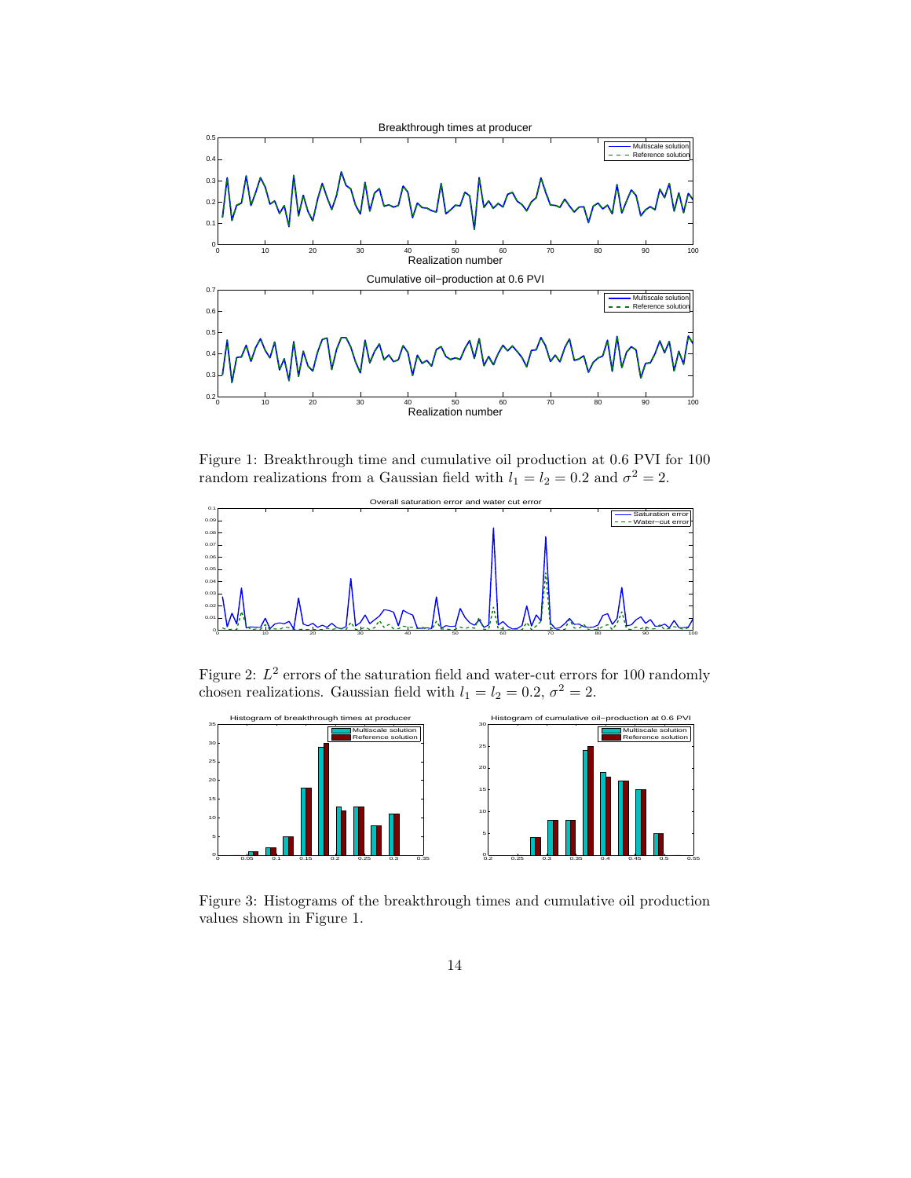Figure 1: Breakthrough time and cumulative oil production at 0.6 PVI for 100 random realizations from a Gaussian field with $l_1 = l_2 = 0.2$ and $\sigma^2 = 2$.

Figure 2: $L^2$ errors of the saturation field and water-cut errors for 100 randomly chosen realizations. Gaussian field with $l_1 = l_2 = 0.2$, $\sigma^2 = 2$.

Figure 3: Histograms of the breakthrough times and cumulative oil production values shown in Figure 1.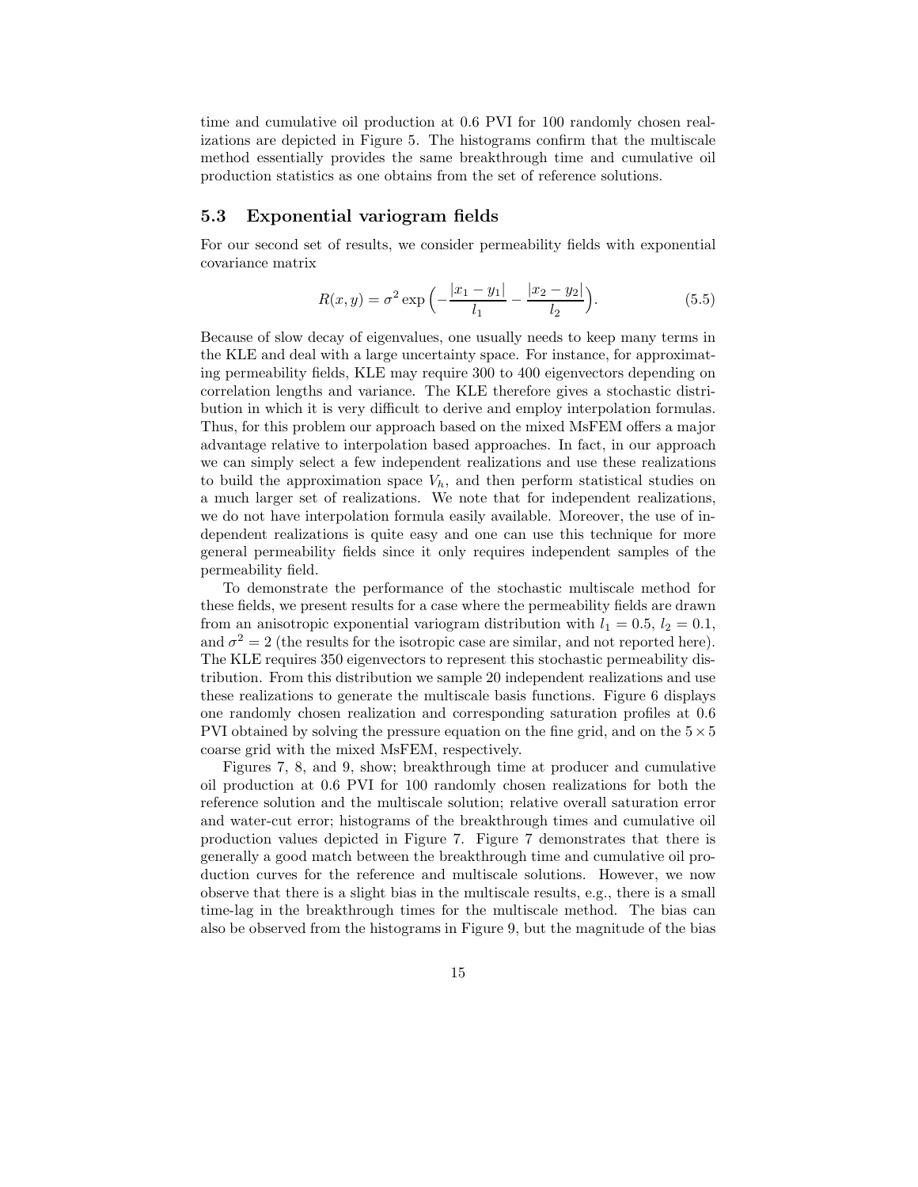time and cumulative oil production at 0.6 PVI for 100 randomly chosen realizations are depicted in Figure 5. The histograms confirm that the multiscale method essentially provides the same breakthrough time and cumulative oil production statistics as one obtains from the set of reference solutions.

### 5.3 Exponential variogram fields

For our second set of results, we consider permeability fields with exponential covariance matrix

$$R(x, y) = \sigma^2 \exp\Big(-\frac{|x_1 - y_1|}{l_1} - \frac{|x_2 - y_2|}{l_2}\Big). \tag{5.5}$$

Because of slow decay of eigenvalues, one usually needs to keep many terms in the KLE and deal with a large uncertainty space. For instance, for approximating permeability fields, KLE may require 300 to 400 eigenvectors depending on correlation lengths and variance. The KLE therefore gives a stochastic distribution in which it is very difficult to derive and employ interpolation formulas. Thus, for this problem our approach based on the mixed MsFEM offers a major advantage relative to interpolation based approaches. In fact, in our approach we can simply select a few independent realizations and use these realizations to build the approximation space $V_h$, and then perform statistical studies on a much larger set of realizations. We note that for independent realizations, we do not have interpolation formula easily available. Moreover, the use of independent realizations is quite easy and one can use this technique for more general permeability fields since it only requires independent samples of the permeability field.

To demonstrate the performance of the stochastic multiscale method for these fields, we present results for a case where the permeability fields are drawn from an anisotropic exponential variogram distribution with $l_1 = 0.5$, $l_2 = 0.1$, and $\sigma^2 = 2$ (the results for the isotropic case are similar, and not reported here). The KLE requires 350 eigenvectors to represent this stochastic permeability distribution. From this distribution we sample 20 independent realizations and use these realizations to generate the multiscale basis functions. Figure 6 displays one randomly chosen realization and corresponding saturation profiles at 0.6 PVI obtained by solving the pressure equation on the fine grid, and on the $5 \times 5$ coarse grid with the mixed MsFEM, respectively.

Figures 7, 8, and 9, show; breakthrough time at producer and cumulative oil production at 0.6 PVI for 100 randomly chosen realizations for both the reference solution and the multiscale solution; relative overall saturation error and water-cut error; histograms of the breakthrough times and cumulative oil production values depicted in Figure 7. Figure 7 demonstrates that there is generally a good match between the breakthrough time and cumulative oil production curves for the reference and multiscale solutions. However, we now observe that there is a slight bias in the multiscale results, e.g., there is a small time-lag in the breakthrough times for the multiscale method. The bias can also be observed from the histograms in Figure 9, but the magnitude of the bias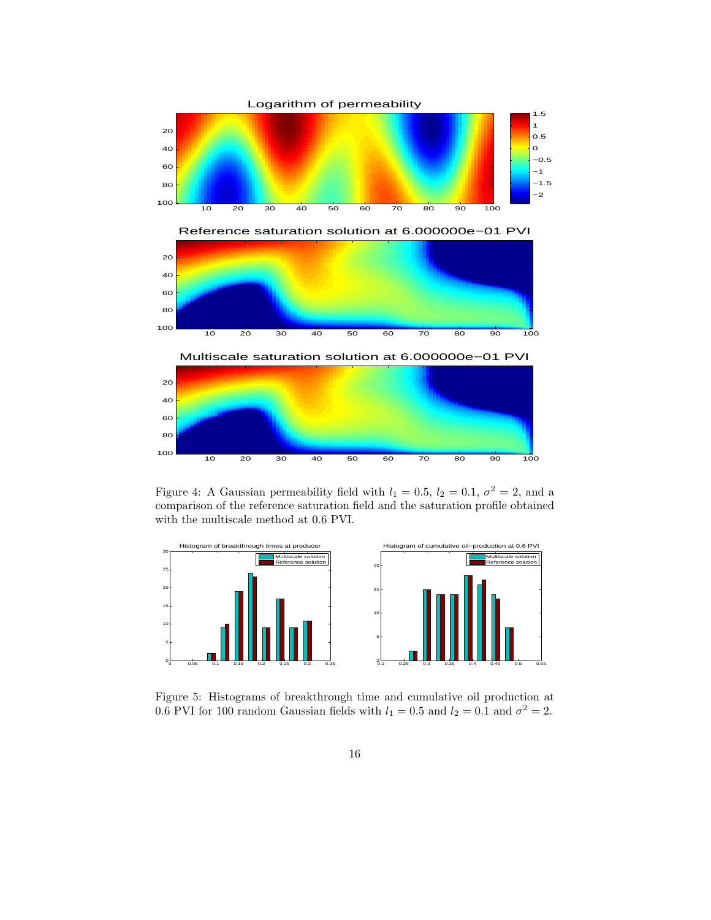Figure 4: A Gaussian permeability field with $l_1 = 0.5$, $l_2 = 0.1$, $\sigma^2 = 2$, and a comparison of the reference saturation field and the saturation profile obtained with the multiscale method at 0.6 PVI.

Figure 5: Histograms of breakthrough time and cumulative oil production at 0.6 PVI for 100 random Gaussian fields with $l_1 = 0.5$ and $l_2 = 0.1$ and $\sigma^2 = 2$.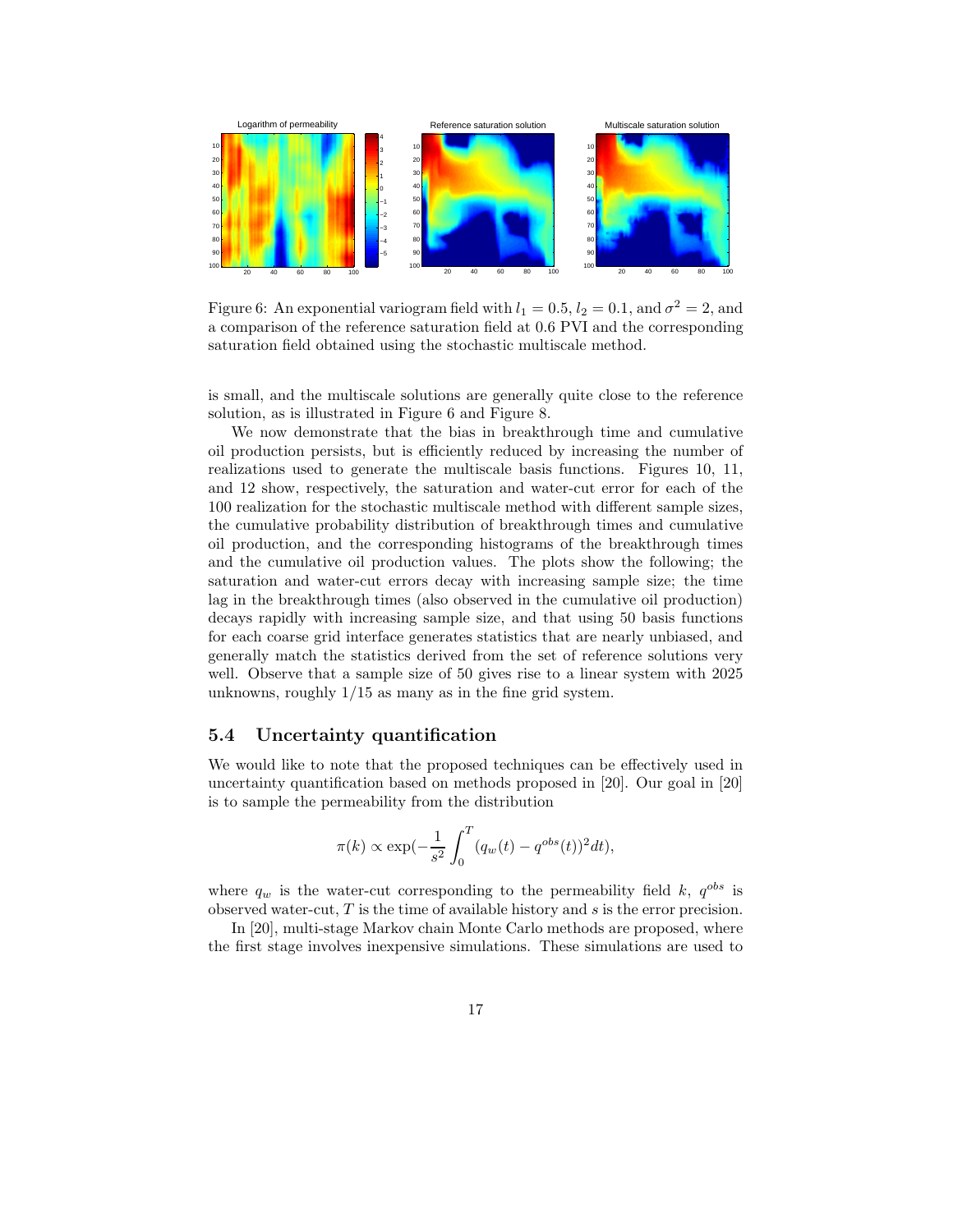Figure 6: An exponential variogram field with $l_1 = 0.5$, $l_2 = 0.1$, and $\sigma^2 = 2$, and a comparison of the reference saturation field at 0.6 PVI and the corresponding saturation field obtained using the stochastic multiscale method.

is small, and the multiscale solutions are generally quite close to the reference solution, as is illustrated in Figure 6 and Figure 8.

We now demonstrate that the bias in breakthrough time and cumulative oil production persists, but is efficiently reduced by increasing the number of realizations used to generate the multiscale basis functions. Figures 10, 11, and 12 show, respectively, the saturation and water-cut error for each of the 100 realization for the stochastic multiscale method with different sample sizes, the cumulative probability distribution of breakthrough times and cumulative oil production, and the corresponding histograms of the breakthrough times and the cumulative oil production values. The plots show the following; the saturation and water-cut errors decay with increasing sample size; the time lag in the breakthrough times (also observed in the cumulative oil production) decays rapidly with increasing sample size, and that using 50 basis functions for each coarse grid interface generates statistics that are nearly unbiased, and generally match the statistics derived from the set of reference solutions very well. Observe that a sample size of 50 gives rise to a linear system with 2025 unknowns, roughly 1/15 as many as in the fine grid system.

## 5.4 Uncertainty quantification

We would like to note that the proposed techniques can be effectively used in uncertainty quantification based on methods proposed in [20]. Our goal in [20] is to sample the permeability from the distribution

$$\pi(k) \propto \exp\left(-\frac{1}{s^2}\int_0^T (q_w(t) - q^{obs}(t))^2 dt\right),$$

where $q_w$ is the water-cut corresponding to the permeability field $k$, $q^{obs}$ is observed water-cut, $T$ is the time of available history and $s$ is the error precision.

In [20], multi-stage Markov chain Monte Carlo methods are proposed, where the first stage involves inexpensive simulations. These simulations are used to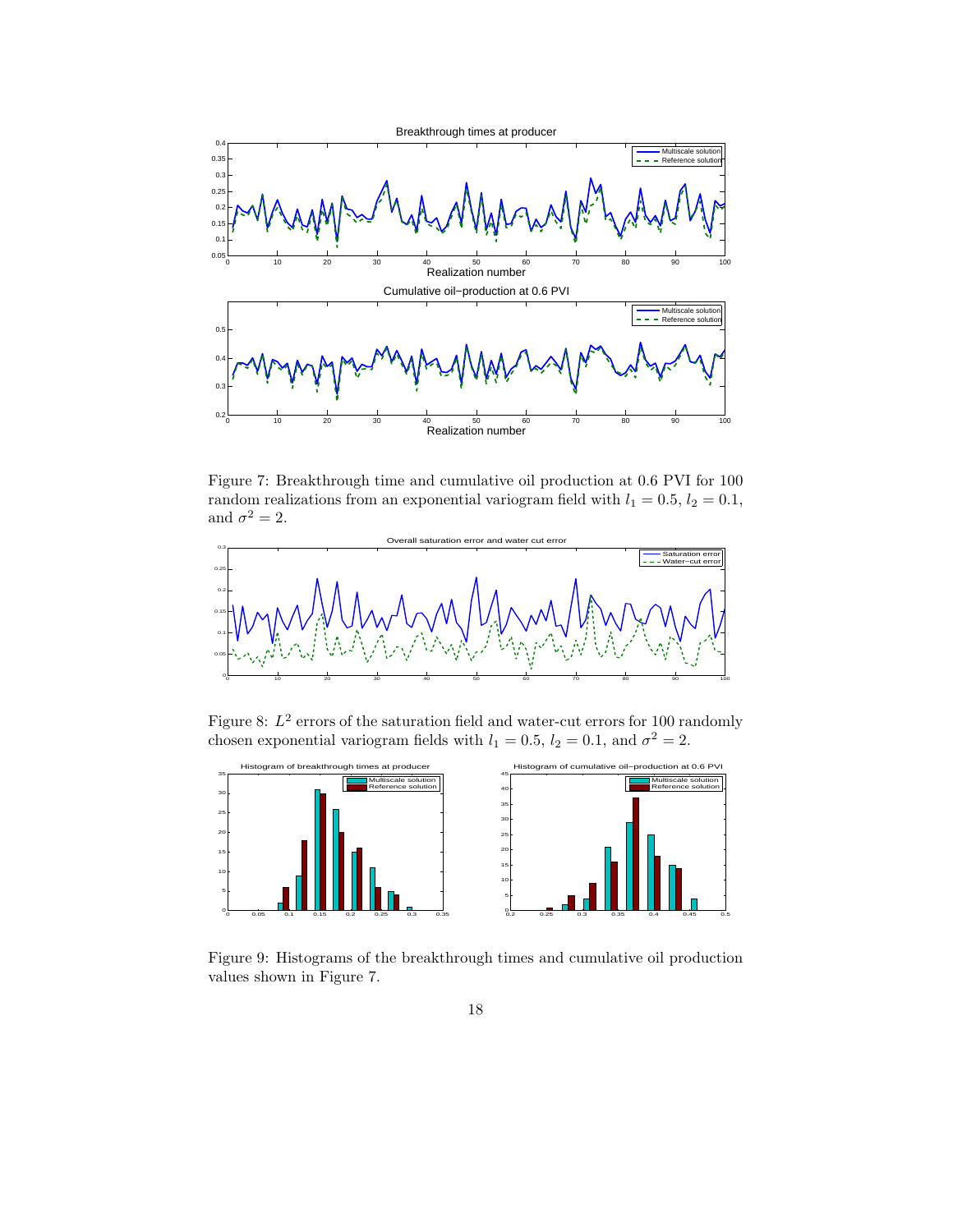Figure 7: Breakthrough time and cumulative oil production at 0.6 PVI for 100 random realizations from an exponential variogram field with $l_1 = 0.5$, $l_2 = 0.1$, and $\sigma^2 = 2$.

Figure 8: $L^2$ errors of the saturation field and water-cut errors for 100 randomly chosen exponential variogram fields with $l_1 = 0.5$, $l_2 = 0.1$, and $\sigma^2 = 2$.

Figure 9: Histograms of the breakthrough times and cumulative oil production values shown in Figure 7.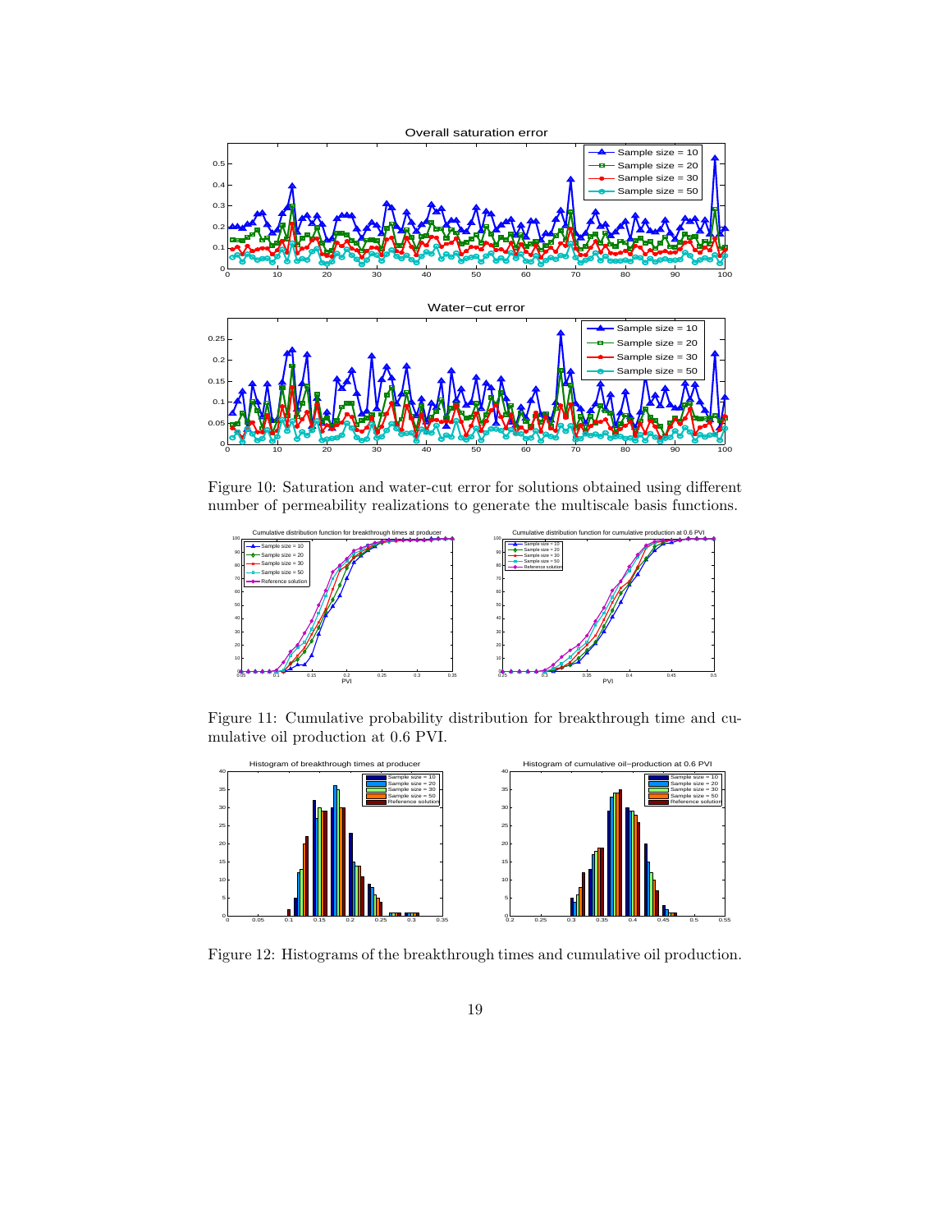Figure 10: Saturation and water-cut error for solutions obtained using different number of permeability realizations to generate the multiscale basis functions.

Figure 11: Cumulative probability distribution for breakthrough time and cumulative oil production at 0.6 PVI.

Figure 12: Histograms of the breakthrough times and cumulative oil production.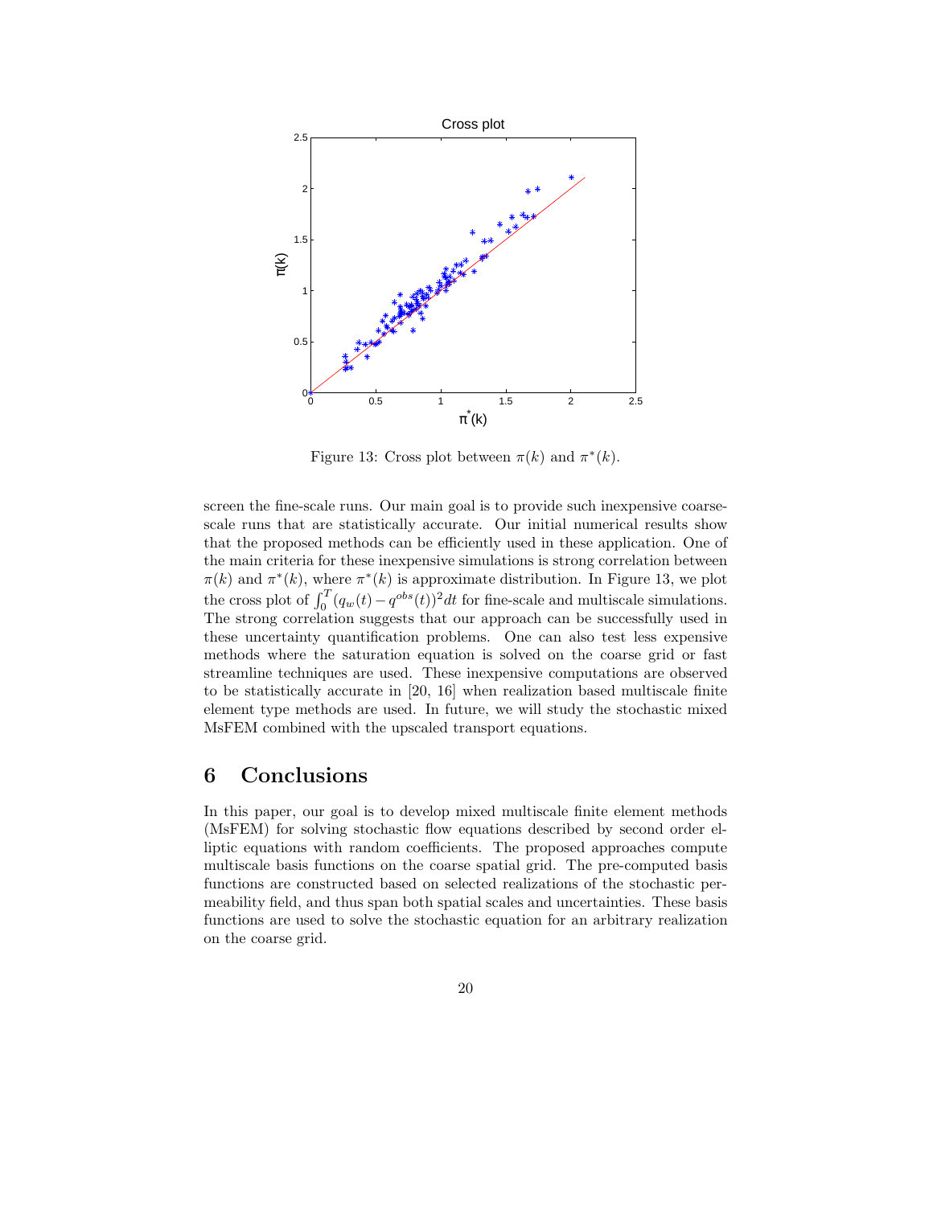Figure 13: Cross plot between $\pi(k)$ and $\pi^*(k)$.

screen the fine-scale runs. Our main goal is to provide such inexpensive coarse-scale runs that are statistically accurate. Our initial numerical results show that the proposed methods can be efficiently used in these application. One of the main criteria for these inexpensive simulations is strong correlation between $\pi(k)$ and $\pi^*(k)$, where $\pi^*(k)$ is approximate distribution. In Figure 13, we plot the cross plot of $\int_0^T (q_w(t) - q^{obs}(t))^2 dt$ for fine-scale and multiscale simulations. The strong correlation suggests that our approach can be successfully used in these uncertainty quantification problems. One can also test less expensive methods where the saturation equation is solved on the coarse grid or fast streamline techniques are used. These inexpensive computations are observed to be statistically accurate in [20, 16] when realization based multiscale finite element type methods are used. In future, we will study the stochastic mixed MsFEM combined with the upscaled transport equations.

# 6 Conclusions

In this paper, our goal is to develop mixed multiscale finite element methods (MsFEM) for solving stochastic flow equations described by second order elliptic equations with random coefficients. The proposed approaches compute multiscale basis functions on the coarse spatial grid. The pre-computed basis functions are constructed based on selected realizations of the stochastic permeability field, and thus span both spatial scales and uncertainties. These basis functions are used to solve the stochastic equation for an arbitrary realization on the coarse grid.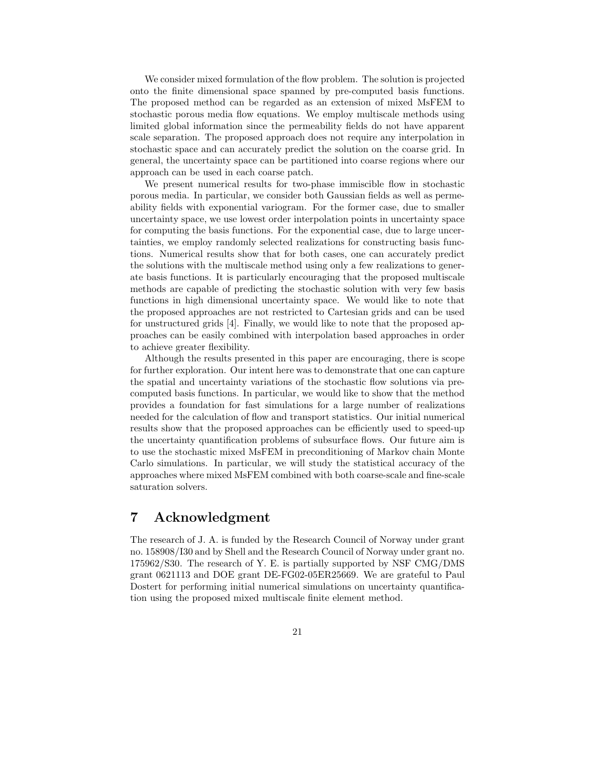We consider mixed formulation of the flow problem. The solution is projected onto the finite dimensional space spanned by pre-computed basis functions. The proposed method can be regarded as an extension of mixed MsFEM to stochastic porous media flow equations. We employ multiscale methods using limited global information since the permeability fields do not have apparent scale separation. The proposed approach does not require any interpolation in stochastic space and can accurately predict the solution on the coarse grid. In general, the uncertainty space can be partitioned into coarse regions where our approach can be used in each coarse patch.

We present numerical results for two-phase immiscible flow in stochastic porous media. In particular, we consider both Gaussian fields as well as permeability fields with exponential variogram. For the former case, due to smaller uncertainty space, we use lowest order interpolation points in uncertainty space for computing the basis functions. For the exponential case, due to large uncertainties, we employ randomly selected realizations for constructing basis functions. Numerical results show that for both cases, one can accurately predict the solutions with the multiscale method using only a few realizations to generate basis functions. It is particularly encouraging that the proposed multiscale methods are capable of predicting the stochastic solution with very few basis functions in high dimensional uncertainty space. We would like to note that the proposed approaches are not restricted to Cartesian grids and can be used for unstructured grids [4]. Finally, we would like to note that the proposed approaches can be easily combined with interpolation based approaches in order to achieve greater flexibility.

Although the results presented in this paper are encouraging, there is scope for further exploration. Our intent here was to demonstrate that one can capture the spatial and uncertainty variations of the stochastic flow solutions via pre-computed basis functions. In particular, we would like to show that the method provides a foundation for fast simulations for a large number of realizations needed for the calculation of flow and transport statistics. Our initial numerical results show that the proposed approaches can be efficiently used to speed-up the uncertainty quantification problems of subsurface flows. Our future aim is to use the stochastic mixed MsFEM in preconditioning of Markov chain Monte Carlo simulations. In particular, we will study the statistical accuracy of the approaches where mixed MsFEM combined with both coarse-scale and fine-scale saturation solvers.

# 7 Acknowledgment

The research of J. A. is funded by the Research Council of Norway under grant no. 158908/I30 and by Shell and the Research Council of Norway under grant no. 175962/S30. The research of Y. E. is partially supported by NSF CMG/DMS grant 0621113 and DOE grant DE-FG02-05ER25669. We are grateful to Paul Dostert for performing initial numerical simulations on uncertainty quantification using the proposed mixed multiscale finite element method.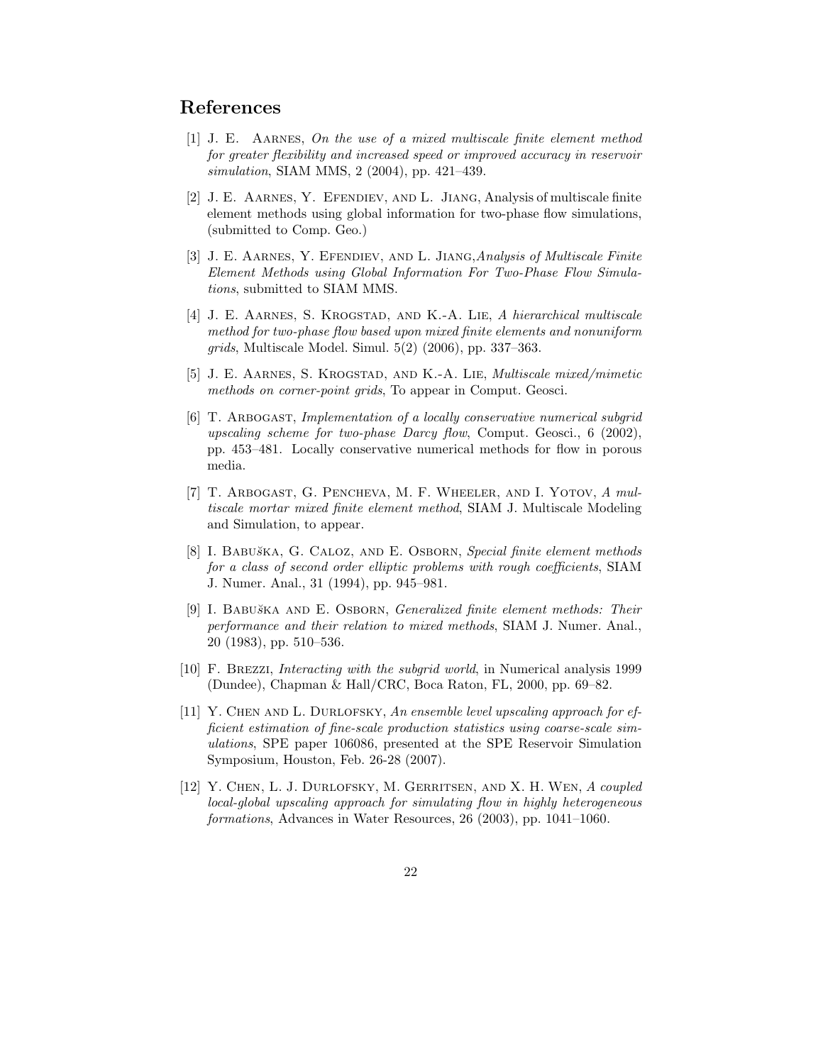## References

[1] J. E. Aarnes, *On the use of a mixed multiscale finite element method for greater flexibility and increased speed or improved accuracy in reservoir simulation*, SIAM MMS, 2 (2004), pp. 421–439.

[2] J. E. Aarnes, Y. Efendiev, and L. Jiang, Analysis of multiscale finite element methods using global information for two-phase flow simulations, (submitted to Comp. Geo.)

[3] J. E. Aarnes, Y. Efendiev, and L. Jiang,*Analysis of Multiscale Finite Element Methods using Global Information For Two-Phase Flow Simulations*, submitted to SIAM MMS.

[4] J. E. Aarnes, S. Krogstad, and K.-A. Lie, *A hierarchical multiscale method for two-phase flow based upon mixed finite elements and nonuniform grids*, Multiscale Model. Simul. 5(2) (2006), pp. 337–363.

[5] J. E. Aarnes, S. Krogstad, and K.-A. Lie, *Multiscale mixed/mimetic methods on corner-point grids*, To appear in Comput. Geosci.

[6] T. Arbogast, *Implementation of a locally conservative numerical subgrid upscaling scheme for two-phase Darcy flow*, Comput. Geosci., 6 (2002), pp. 453–481. Locally conservative numerical methods for flow in porous media.

[7] T. Arbogast, G. Pencheva, M. F. Wheeler, and I. Yotov, *A multiscale mortar mixed finite element method*, SIAM J. Multiscale Modeling and Simulation, to appear.

[8] I. Babuška, G. Caloz, and E. Osborn, *Special finite element methods for a class of second order elliptic problems with rough coefficients*, SIAM J. Numer. Anal., 31 (1994), pp. 945–981.

[9] I. Babuška and E. Osborn, *Generalized finite element methods: Their performance and their relation to mixed methods*, SIAM J. Numer. Anal., 20 (1983), pp. 510–536.

[10] F. Brezzi, *Interacting with the subgrid world*, in Numerical analysis 1999 (Dundee), Chapman & Hall/CRC, Boca Raton, FL, 2000, pp. 69–82.

[11] Y. Chen and L. Durlofsky, *An ensemble level upscaling approach for efficient estimation of fine-scale production statistics using coarse-scale simulations*, SPE paper 106086, presented at the SPE Reservoir Simulation Symposium, Houston, Feb. 26-28 (2007).

[12] Y. Chen, L. J. Durlofsky, M. Gerritsen, and X. H. Wen, *A coupled local-global upscaling approach for simulating flow in highly heterogeneous formations*, Advances in Water Resources, 26 (2003), pp. 1041–1060.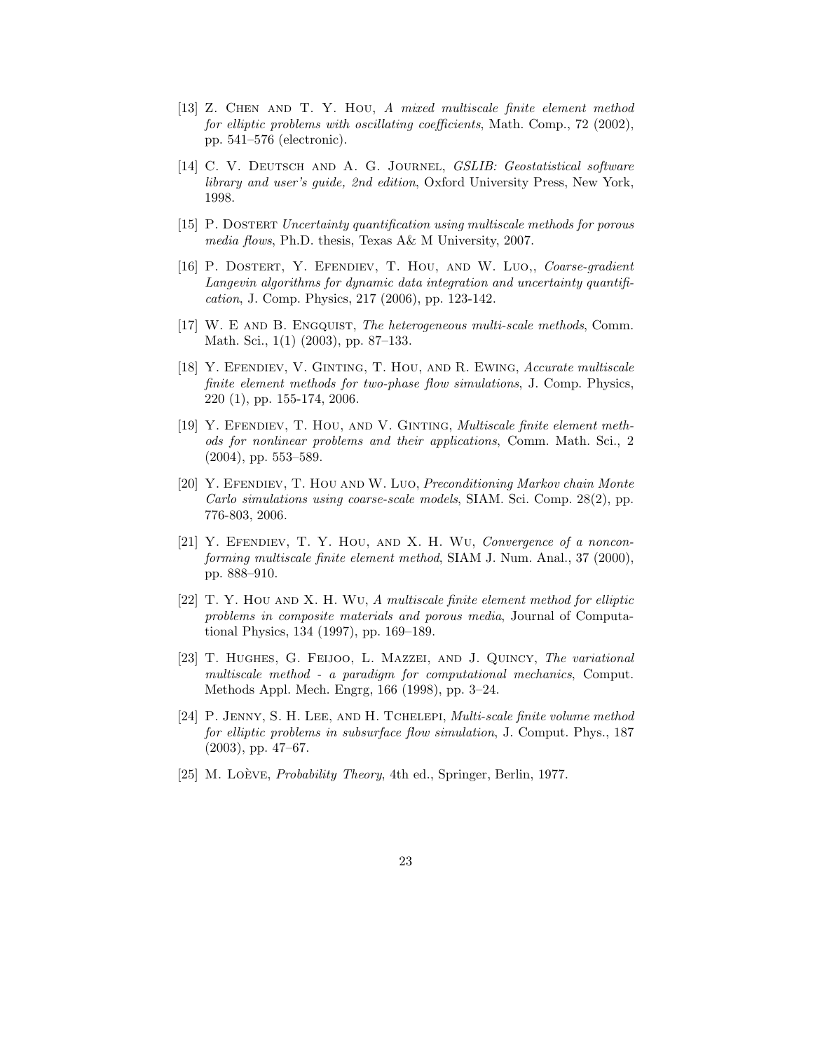[13] Z. Chen and T. Y. Hou, *A mixed multiscale finite element method for elliptic problems with oscillating coefficients*, Math. Comp., 72 (2002), pp. 541–576 (electronic).

[14] C. V. Deutsch and A. G. Journel, *GSLIB: Geostatistical software library and user's guide, 2nd edition*, Oxford University Press, New York, 1998.

[15] P. Dostert *Uncertainty quantification using multiscale methods for porous media flows*, Ph.D. thesis, Texas A& M University, 2007.

[16] P. Dostert, Y. Efendiev, T. Hou, and W. Luo,, *Coarse-gradient Langevin algorithms for dynamic data integration and uncertainty quantification*, J. Comp. Physics, 217 (2006), pp. 123-142.

[17] W. E and B. Engquist, *The heterogeneous multi-scale methods*, Comm. Math. Sci., 1(1) (2003), pp. 87–133.

[18] Y. Efendiev, V. Ginting, T. Hou, and R. Ewing, *Accurate multiscale finite element methods for two-phase flow simulations*, J. Comp. Physics, 220 (1), pp. 155-174, 2006.

[19] Y. Efendiev, T. Hou, and V. Ginting, *Multiscale finite element methods for nonlinear problems and their applications*, Comm. Math. Sci., 2 (2004), pp. 553–589.

[20] Y. Efendiev, T. Hou and W. Luo, *Preconditioning Markov chain Monte Carlo simulations using coarse-scale models*, SIAM. Sci. Comp. 28(2), pp. 776-803, 2006.

[21] Y. Efendiev, T. Y. Hou, and X. H. Wu, *Convergence of a nonconforming multiscale finite element method*, SIAM J. Num. Anal., 37 (2000), pp. 888–910.

[22] T. Y. Hou and X. H. Wu, *A multiscale finite element method for elliptic problems in composite materials and porous media*, Journal of Computational Physics, 134 (1997), pp. 169–189.

[23] T. Hughes, G. Feijoo, L. Mazzei, and J. Quincy, *The variational multiscale method - a paradigm for computational mechanics*, Comput. Methods Appl. Mech. Engrg, 166 (1998), pp. 3–24.

[24] P. Jenny, S. H. Lee, and H. Tchelepi, *Multi-scale finite volume method for elliptic problems in subsurface flow simulation*, J. Comput. Phys., 187 (2003), pp. 47–67.

[25] M. Loève, *Probability Theory*, 4th ed., Springer, Berlin, 1977.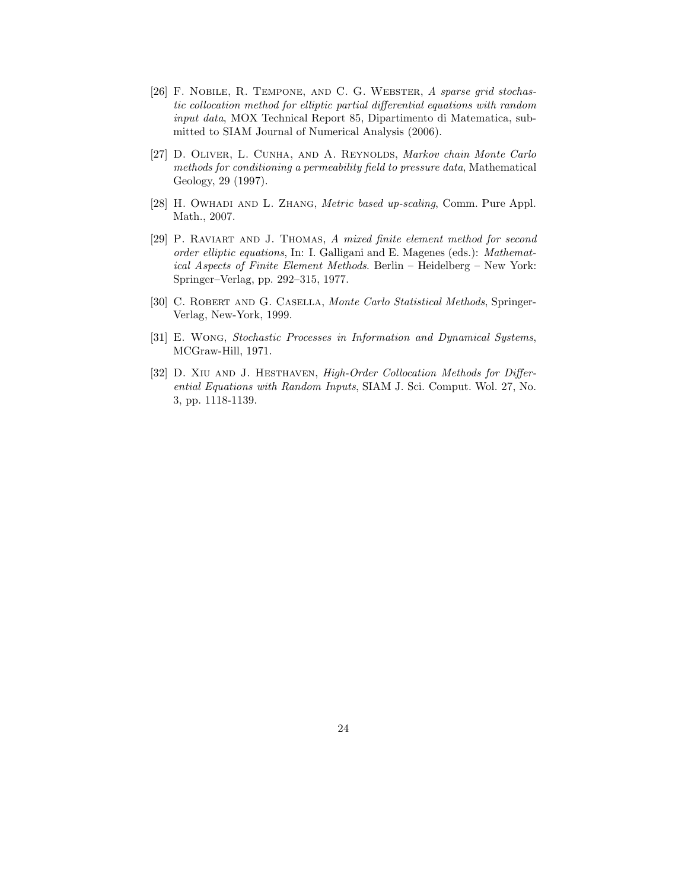[26] F. Nobile, R. Tempone, and C. G. Webster, *A sparse grid stochastic collocation method for elliptic partial differential equations with random input data*, MOX Technical Report 85, Dipartimento di Matematica, submitted to SIAM Journal of Numerical Analysis (2006).

[27] D. Oliver, L. Cunha, and A. Reynolds, *Markov chain Monte Carlo methods for conditioning a permeability field to pressure data*, Mathematical Geology, 29 (1997).

[28] H. Owhadi and L. Zhang, *Metric based up-scaling*, Comm. Pure Appl. Math., 2007.

[29] P. Raviart and J. Thomas, *A mixed finite element method for second order elliptic equations*, In: I. Galligani and E. Magenes (eds.): *Mathematical Aspects of Finite Element Methods*. Berlin – Heidelberg – New York: Springer–Verlag, pp. 292–315, 1977.

[30] C. Robert and G. Casella, *Monte Carlo Statistical Methods*, Springer-Verlag, New-York, 1999.

[31] E. Wong, *Stochastic Processes in Information and Dynamical Systems*, MCGraw-Hill, 1971.

[32] D. Xiu and J. Hesthaven, *High-Order Collocation Methods for Differential Equations with Random Inputs*, SIAM J. Sci. Comput. Wol. 27, No. 3, pp. 1118-1139.